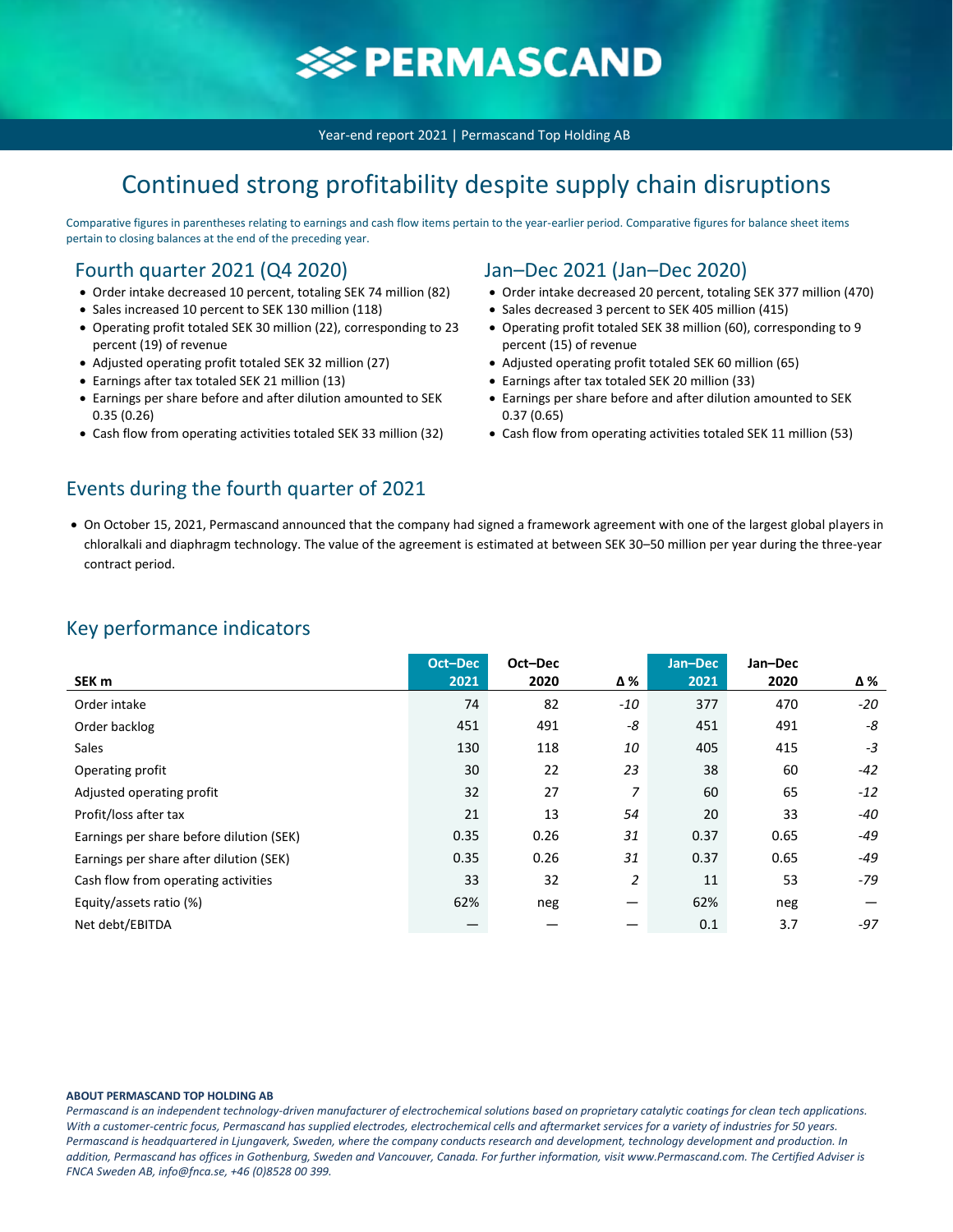# PERMASCAND

Year-end report 2021 | Permascand Top Holding AB

# Continued strong profitability despite supply chain disruptions

Comparative figures in parentheses relating to earnings and cash flow items pertain to the year-earlier period. Comparative figures for balance sheet items pertain to closing balances at the end of the preceding year.

## Fourth quarter 2021 (Q4 2020)

- Order intake decreased 10 percent, totaling SEK 74 million (82)
- Sales increased 10 percent to SEK 130 million (118)
- Operating profit totaled SEK 30 million (22), corresponding to 23 percent (19) of revenue
- Adjusted operating profit totaled SEK 32 million (27)
- Earnings after tax totaled SEK 21 million (13)
- Earnings per share before and after dilution amounted to SEK 0.35 (0.26)
- Cash flow from operating activities totaled SEK 33 million (32)

## Jan–Dec 2021 (Jan–Dec 2020)

- Order intake decreased 20 percent, totaling SEK 377 million (470)
- Sales decreased 3 percent to SEK 405 million (415)
- Operating profit totaled SEK 38 million (60), corresponding to 9 percent (15) of revenue
- Adjusted operating profit totaled SEK 60 million (65)
- Earnings after tax totaled SEK 20 million (33)
- Earnings per share before and after dilution amounted to SEK 0.37 (0.65)
- Cash flow from operating activities totaled SEK 11 million (53)

## Events during the fourth quarter of 2021

- On October 15, 2021, Permascand announced that the company had signed a framework agreement with one of the largest global players in chloralkali and diaphragm technology. The value of the agreement is estimated at between SEK 30–50 million per year during the three-year contract period.

## Key performance indicators

| SEK m | Oct–Dec 2021 | Oct–Dec 2020 | Δ % | Jan–Dec 2021 | Jan–Dec 2020 | Δ % |
|---|---|---|---|---|---|---|
| Order intake | 74 | 82 | *-10* | 377 | 470 | *-20* |
| Order backlog | 451 | 491 | *-8* | 451 | 491 | *-8* |
| Sales | 130 | 118 | *10* | 405 | 415 | *-3* |
| Operating profit | 30 | 22 | *23* | 38 | 60 | *-42* |
| Adjusted operating profit | 32 | 27 | *7* | 60 | 65 | *-12* |
| Profit/loss after tax | 21 | 13 | *54* | 20 | 33 | *-40* |
| Earnings per share before dilution (SEK) | 0.35 | 0.26 | *31* | 0.37 | 0.65 | *-49* |
| Earnings per share after dilution (SEK) | 0.35 | 0.26 | *31* | 0.37 | 0.65 | *-49* |
| Cash flow from operating activities | 33 | 32 | *2* | 11 | 53 | *-79* |
| Equity/assets ratio (%) | 62% | neg | — | 62% | neg | — |
| Net debt/EBITDA | — | — | — | 0.1 | 3.7 | *-97* |

**ABOUT PERMASCAND TOP HOLDING AB**

*Permascand is an independent technology-driven manufacturer of electrochemical solutions based on proprietary catalytic coatings for clean tech applications. With a customer-centric focus, Permascand has supplied electrodes, electrochemical cells and aftermarket services for a variety of industries for 50 years. Permascand is headquartered in Ljungaverk, Sweden, where the company conducts research and development, technology development and production. In addition, Permascand has offices in Gothenburg, Sweden and Vancouver, Canada. For further information, visit www.Permascand.com. The Certified Adviser is FNCA Sweden AB, info@fnca.se, +46 (0)8528 00 399.*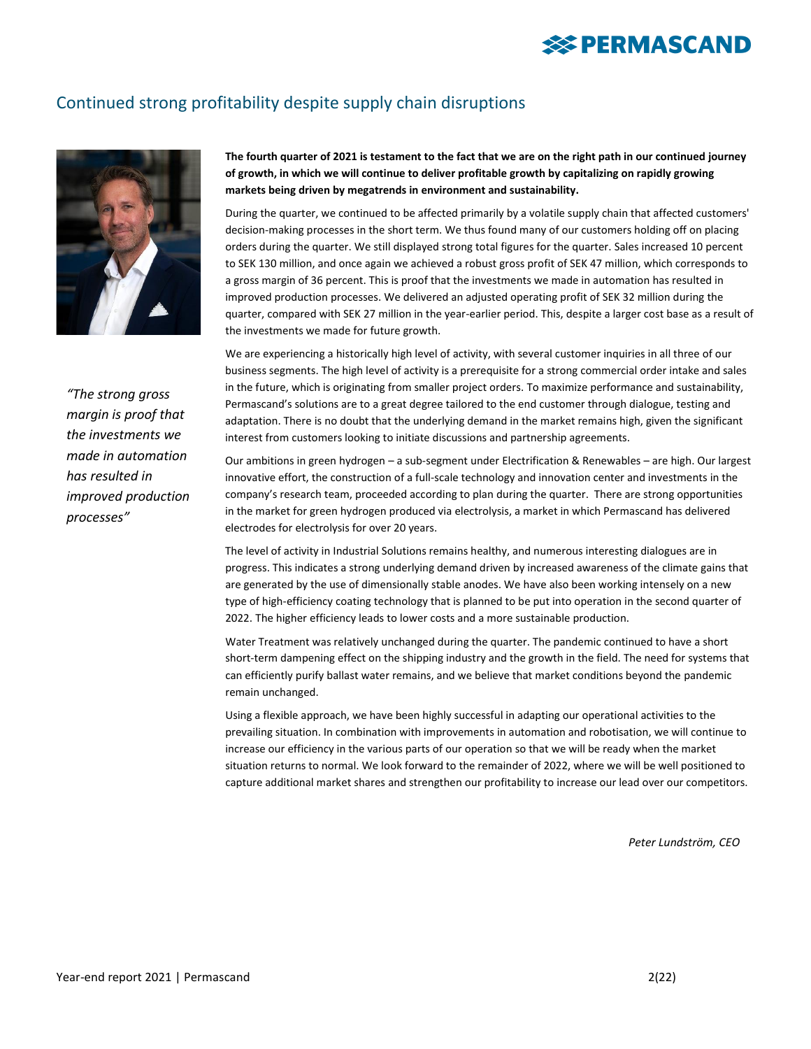## Continued strong profitability despite supply chain disruptions

*"The strong gross margin is proof that the investments we made in automation has resulted in improved production processes"*

**The fourth quarter of 2021 is testament to the fact that we are on the right path in our continued journey of growth, in which we will continue to deliver profitable growth by capitalizing on rapidly growing markets being driven by megatrends in environment and sustainability.**

During the quarter, we continued to be affected primarily by a volatile supply chain that affected customers' decision-making processes in the short term. We thus found many of our customers holding off on placing orders during the quarter. We still displayed strong total figures for the quarter. Sales increased 10 percent to SEK 130 million, and once again we achieved a robust gross profit of SEK 47 million, which corresponds to a gross margin of 36 percent. This is proof that the investments we made in automation has resulted in improved production processes. We delivered an adjusted operating profit of SEK 32 million during the quarter, compared with SEK 27 million in the year-earlier period. This, despite a larger cost base as a result of the investments we made for future growth.

We are experiencing a historically high level of activity, with several customer inquiries in all three of our business segments. The high level of activity is a prerequisite for a strong commercial order intake and sales in the future, which is originating from smaller project orders. To maximize performance and sustainability, Permascand's solutions are to a great degree tailored to the end customer through dialogue, testing and adaptation. There is no doubt that the underlying demand in the market remains high, given the significant interest from customers looking to initiate discussions and partnership agreements.

Our ambitions in green hydrogen – a sub-segment under Electrification & Renewables – are high. Our largest innovative effort, the construction of a full-scale technology and innovation center and investments in the company's research team, proceeded according to plan during the quarter. There are strong opportunities in the market for green hydrogen produced via electrolysis, a market in which Permascand has delivered electrodes for electrolysis for over 20 years.

The level of activity in Industrial Solutions remains healthy, and numerous interesting dialogues are in progress. This indicates a strong underlying demand driven by increased awareness of the climate gains that are generated by the use of dimensionally stable anodes. We have also been working intensely on a new type of high-efficiency coating technology that is planned to be put into operation in the second quarter of 2022. The higher efficiency leads to lower costs and a more sustainable production.

Water Treatment was relatively unchanged during the quarter. The pandemic continued to have a short short-term dampening effect on the shipping industry and the growth in the field. The need for systems that can efficiently purify ballast water remains, and we believe that market conditions beyond the pandemic remain unchanged.

Using a flexible approach, we have been highly successful in adapting our operational activities to the prevailing situation. In combination with improvements in automation and robotisation, we will continue to increase our efficiency in the various parts of our operation so that we will be ready when the market situation returns to normal. We look forward to the remainder of 2022, where we will be well positioned to capture additional market shares and strengthen our profitability to increase our lead over our competitors.

*Peter Lundström, CEO*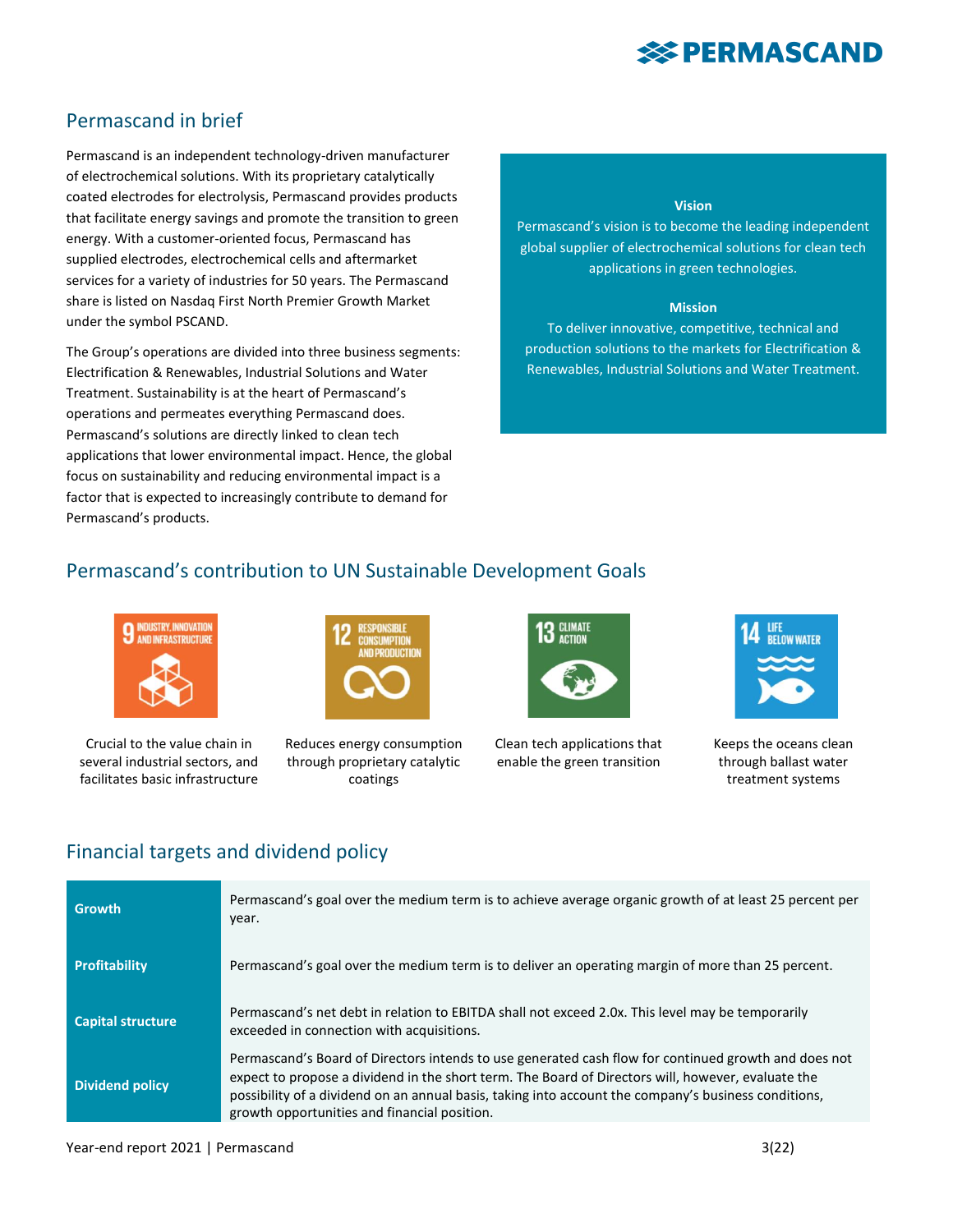## Permascand in brief

Permascand is an independent technology-driven manufacturer of electrochemical solutions. With its proprietary catalytically coated electrodes for electrolysis, Permascand provides products that facilitate energy savings and promote the transition to green energy. With a customer-oriented focus, Permascand has supplied electrodes, electrochemical cells and aftermarket services for a variety of industries for 50 years. The Permascand share is listed on Nasdaq First North Premier Growth Market under the symbol PSCAND.

The Group's operations are divided into three business segments: Electrification & Renewables, Industrial Solutions and Water Treatment. Sustainability is at the heart of Permascand's operations and permeates everything Permascand does. Permascand's solutions are directly linked to clean tech applications that lower environmental impact. Hence, the global focus on sustainability and reducing environmental impact is a factor that is expected to increasingly contribute to demand for Permascand's products.

**Vision**

Permascand's vision is to become the leading independent global supplier of electrochemical solutions for clean tech applications in green technologies.

**Mission**

To deliver innovative, competitive, technical and production solutions to the markets for Electrification & Renewables, Industrial Solutions and Water Treatment.

## Permascand's contribution to UN Sustainable Development Goals

**9 Industry, Innovation and Infrastructure:** Crucial to the value chain in several industrial sectors, and facilitates basic infrastructure

**12 Responsible Consumption and Production:** Reduces energy consumption through proprietary catalytic coatings

**13 Climate Action:** Clean tech applications that enable the green transition

**14 Life Below Water:** Keeps the oceans clean through ballast water treatment systems

## Financial targets and dividend policy

| | |
|---|---|
| **Growth** | Permascand's goal over the medium term is to achieve average organic growth of at least 25 percent per year. |
| **Profitability** | Permascand's goal over the medium term is to deliver an operating margin of more than 25 percent. |
| **Capital structure** | Permascand's net debt in relation to EBITDA shall not exceed 2.0x. This level may be temporarily exceeded in connection with acquisitions. |
| **Dividend policy** | Permascand's Board of Directors intends to use generated cash flow for continued growth and does not expect to propose a dividend in the short term. The Board of Directors will, however, evaluate the possibility of a dividend on an annual basis, taking into account the company's business conditions, growth opportunities and financial position. |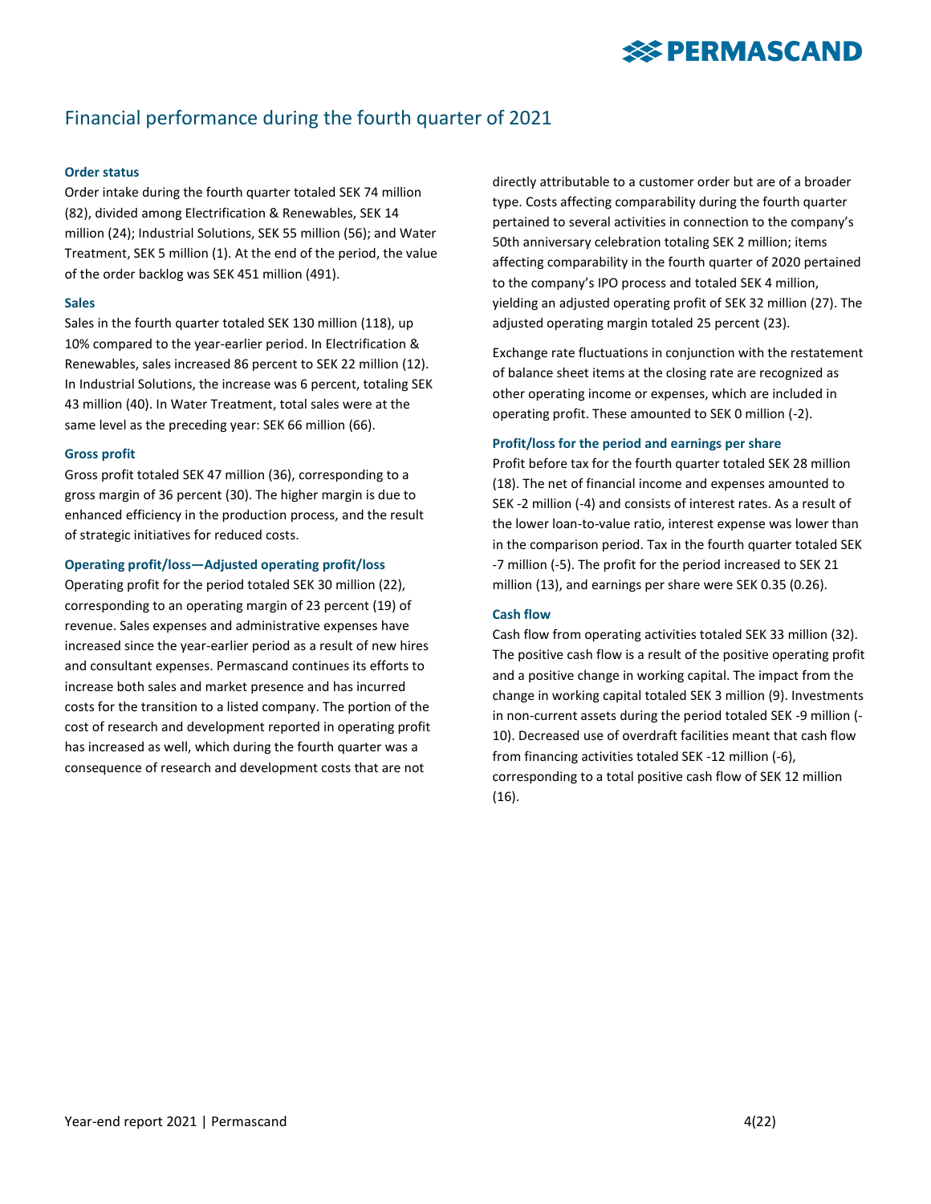# Financial performance during the fourth quarter of 2021

### Order status

Order intake during the fourth quarter totaled SEK 74 million (82), divided among Electrification & Renewables, SEK 14 million (24); Industrial Solutions, SEK 55 million (56); and Water Treatment, SEK 5 million (1). At the end of the period, the value of the order backlog was SEK 451 million (491).

### Sales

Sales in the fourth quarter totaled SEK 130 million (118), up 10% compared to the year-earlier period. In Electrification & Renewables, sales increased 86 percent to SEK 22 million (12). In Industrial Solutions, the increase was 6 percent, totaling SEK 43 million (40). In Water Treatment, total sales were at the same level as the preceding year: SEK 66 million (66).

### Gross profit

Gross profit totaled SEK 47 million (36), corresponding to a gross margin of 36 percent (30). The higher margin is due to enhanced efficiency in the production process, and the result of strategic initiatives for reduced costs.

### Operating profit/loss—Adjusted operating profit/loss

Operating profit for the period totaled SEK 30 million (22), corresponding to an operating margin of 23 percent (19) of revenue. Sales expenses and administrative expenses have increased since the year-earlier period as a result of new hires and consultant expenses. Permascand continues its efforts to increase both sales and market presence and has incurred costs for the transition to a listed company. The portion of the cost of research and development reported in operating profit has increased as well, which during the fourth quarter was a consequence of research and development costs that are not directly attributable to a customer order but are of a broader type. Costs affecting comparability during the fourth quarter pertained to several activities in connection to the company's 50th anniversary celebration totaling SEK 2 million; items affecting comparability in the fourth quarter of 2020 pertained to the company's IPO process and totaled SEK 4 million, yielding an adjusted operating profit of SEK 32 million (27). The adjusted operating margin totaled 25 percent (23).

Exchange rate fluctuations in conjunction with the restatement of balance sheet items at the closing rate are recognized as other operating income or expenses, which are included in operating profit. These amounted to SEK 0 million (-2).

### Profit/loss for the period and earnings per share

Profit before tax for the fourth quarter totaled SEK 28 million (18). The net of financial income and expenses amounted to SEK -2 million (-4) and consists of interest rates. As a result of the lower loan-to-value ratio, interest expense was lower than in the comparison period. Tax in the fourth quarter totaled SEK -7 million (-5). The profit for the period increased to SEK 21 million (13), and earnings per share were SEK 0.35 (0.26).

### Cash flow

Cash flow from operating activities totaled SEK 33 million (32). The positive cash flow is a result of the positive operating profit and a positive change in working capital. The impact from the change in working capital totaled SEK 3 million (9). Investments in non-current assets during the period totaled SEK -9 million (-10). Decreased use of overdraft facilities meant that cash flow from financing activities totaled SEK -12 million (-6), corresponding to a total positive cash flow of SEK 12 million (16).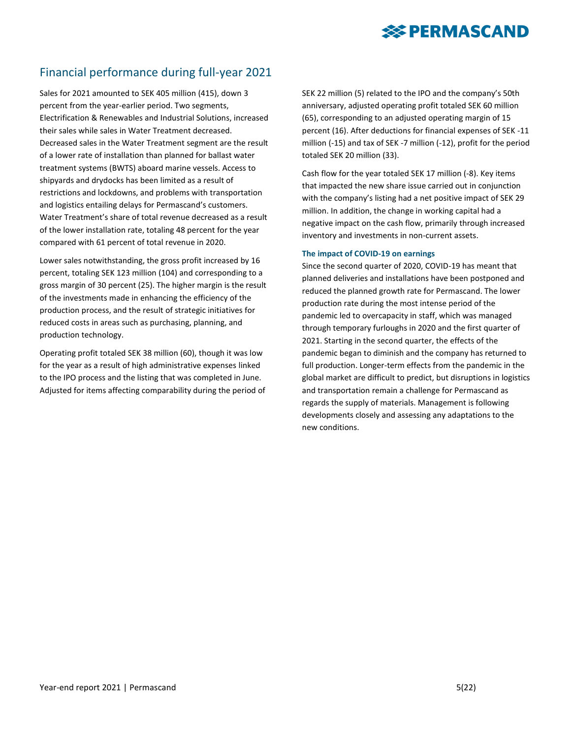## Financial performance during full-year 2021

Sales for 2021 amounted to SEK 405 million (415), down 3 percent from the year-earlier period. Two segments, Electrification & Renewables and Industrial Solutions, increased their sales while sales in Water Treatment decreased. Decreased sales in the Water Treatment segment are the result of a lower rate of installation than planned for ballast water treatment systems (BWTS) aboard marine vessels. Access to shipyards and drydocks has been limited as a result of restrictions and lockdowns, and problems with transportation and logistics entailing delays for Permascand's customers. Water Treatment's share of total revenue decreased as a result of the lower installation rate, totaling 48 percent for the year compared with 61 percent of total revenue in 2020.

Lower sales notwithstanding, the gross profit increased by 16 percent, totaling SEK 123 million (104) and corresponding to a gross margin of 30 percent (25). The higher margin is the result of the investments made in enhancing the efficiency of the production process, and the result of strategic initiatives for reduced costs in areas such as purchasing, planning, and production technology.

Operating profit totaled SEK 38 million (60), though it was low for the year as a result of high administrative expenses linked to the IPO process and the listing that was completed in June. Adjusted for items affecting comparability during the period of SEK 22 million (5) related to the IPO and the company's 50th anniversary, adjusted operating profit totaled SEK 60 million (65), corresponding to an adjusted operating margin of 15 percent (16). After deductions for financial expenses of SEK -11 million (-15) and tax of SEK -7 million (-12), profit for the period totaled SEK 20 million (33).

Cash flow for the year totaled SEK 17 million (-8). Key items that impacted the new share issue carried out in conjunction with the company's listing had a net positive impact of SEK 29 million. In addition, the change in working capital had a negative impact on the cash flow, primarily through increased inventory and investments in non-current assets.

**The impact of COVID-19 on earnings**

Since the second quarter of 2020, COVID-19 has meant that planned deliveries and installations have been postponed and reduced the planned growth rate for Permascand. The lower production rate during the most intense period of the pandemic led to overcapacity in staff, which was managed through temporary furloughs in 2020 and the first quarter of 2021. Starting in the second quarter, the effects of the pandemic began to diminish and the company has returned to full production. Longer-term effects from the pandemic in the global market are difficult to predict, but disruptions in logistics and transportation remain a challenge for Permascand as regards the supply of materials. Management is following developments closely and assessing any adaptations to the new conditions.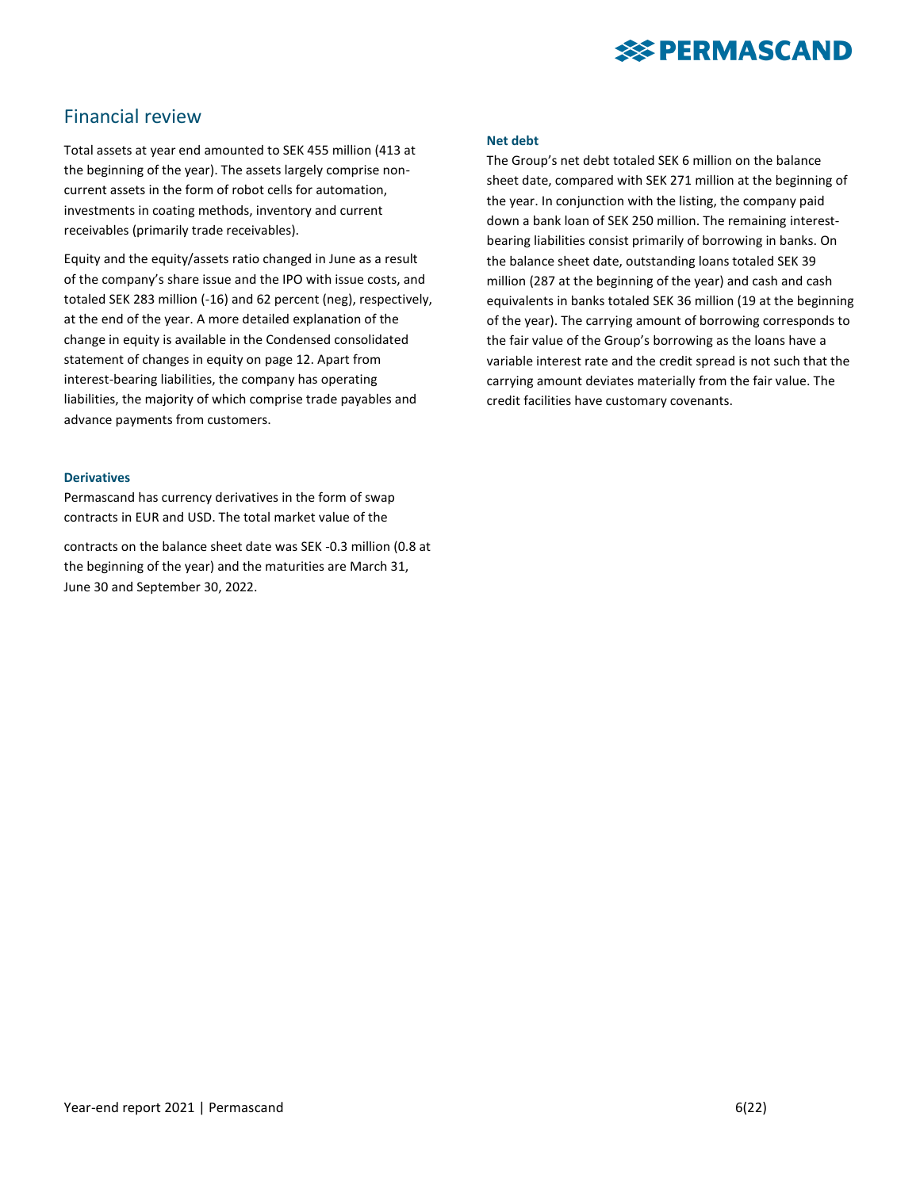## Financial review

Total assets at year end amounted to SEK 455 million (413 at the beginning of the year). The assets largely comprise non-current assets in the form of robot cells for automation, investments in coating methods, inventory and current receivables (primarily trade receivables).

Equity and the equity/assets ratio changed in June as a result of the company's share issue and the IPO with issue costs, and totaled SEK 283 million (-16) and 62 percent (neg), respectively, at the end of the year. A more detailed explanation of the change in equity is available in the Condensed consolidated statement of changes in equity on page 12. Apart from interest-bearing liabilities, the company has operating liabilities, the majority of which comprise trade payables and advance payments from customers.

**Derivatives**

Permascand has currency derivatives in the form of swap contracts in EUR and USD. The total market value of the contracts on the balance sheet date was SEK -0.3 million (0.8 at the beginning of the year) and the maturities are March 31, June 30 and September 30, 2022.

**Net debt**

The Group's net debt totaled SEK 6 million on the balance sheet date, compared with SEK 271 million at the beginning of the year. In conjunction with the listing, the company paid down a bank loan of SEK 250 million. The remaining interest-bearing liabilities consist primarily of borrowing in banks. On the balance sheet date, outstanding loans totaled SEK 39 million (287 at the beginning of the year) and cash and cash equivalents in banks totaled SEK 36 million (19 at the beginning of the year). The carrying amount of borrowing corresponds to the fair value of the Group's borrowing as the loans have a variable interest rate and the credit spread is not such that the carrying amount deviates materially from the fair value. The credit facilities have customary covenants.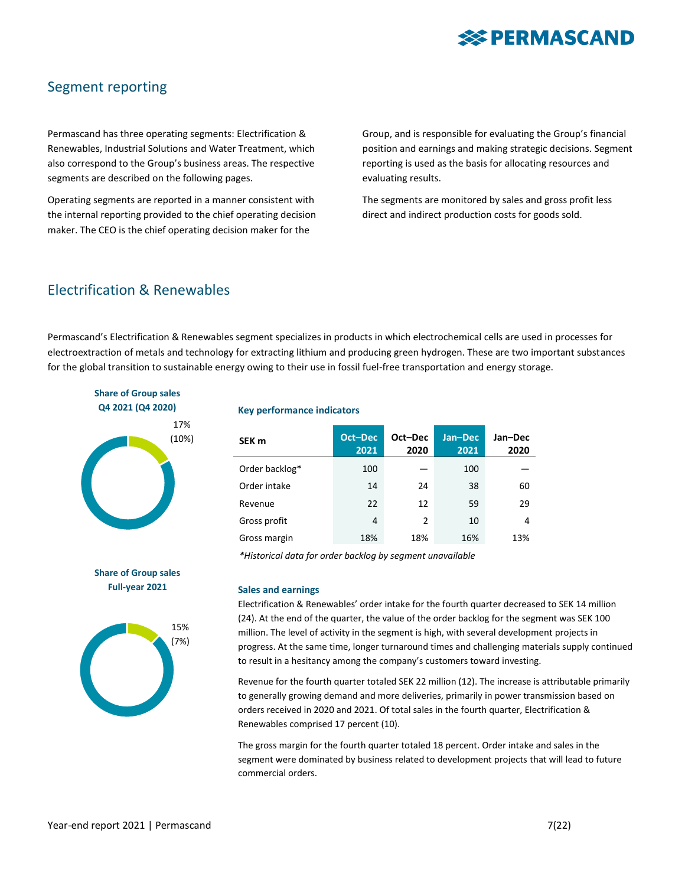## Segment reporting

Permascand has three operating segments: Electrification & Renewables, Industrial Solutions and Water Treatment, which also correspond to the Group's business areas. The respective segments are described on the following pages.

Operating segments are reported in a manner consistent with the internal reporting provided to the chief operating decision maker. The CEO is the chief operating decision maker for the Group, and is responsible for evaluating the Group's financial position and earnings and making strategic decisions. Segment reporting is used as the basis for allocating resources and evaluating results.

The segments are monitored by sales and gross profit less direct and indirect production costs for goods sold.

## Electrification & Renewables

Permascand's Electrification & Renewables segment specializes in products in which electrochemical cells are used in processes for electroextraction of metals and technology for extracting lithium and producing green hydrogen. These are two important substances for the global transition to sustainable energy owing to their use in fossil fuel-free transportation and energy storage.

**Share of Group sales Q4 2021 (Q4 2020)**

17% (10%)

**Share of Group sales Full-year 2021**

15% (7%)

**Key performance indicators**

| SEK m | Oct–Dec 2021 | Oct–Dec 2020 | Jan–Dec 2021 | Jan–Dec 2020 |
|---|---|---|---|---|
| Order backlog* | 100 | — | 100 | — |
| Order intake | 14 | 24 | 38 | 60 |
| Revenue | 22 | 12 | 59 | 29 |
| Gross profit | 4 | 2 | 10 | 4 |
| Gross margin | 18% | 18% | 16% | 13% |

*\*Historical data for order backlog by segment unavailable*

**Sales and earnings**

Electrification & Renewables' order intake for the fourth quarter decreased to SEK 14 million (24). At the end of the quarter, the value of the order backlog for the segment was SEK 100 million. The level of activity in the segment is high, with several development projects in progress. At the same time, longer turnaround times and challenging materials supply continued to result in a hesitancy among the company's customers toward investing.

Revenue for the fourth quarter totaled SEK 22 million (12). The increase is attributable primarily to generally growing demand and more deliveries, primarily in power transmission based on orders received in 2020 and 2021. Of total sales in the fourth quarter, Electrification & Renewables comprised 17 percent (10).

The gross margin for the fourth quarter totaled 18 percent. Order intake and sales in the segment were dominated by business related to development projects that will lead to future commercial orders.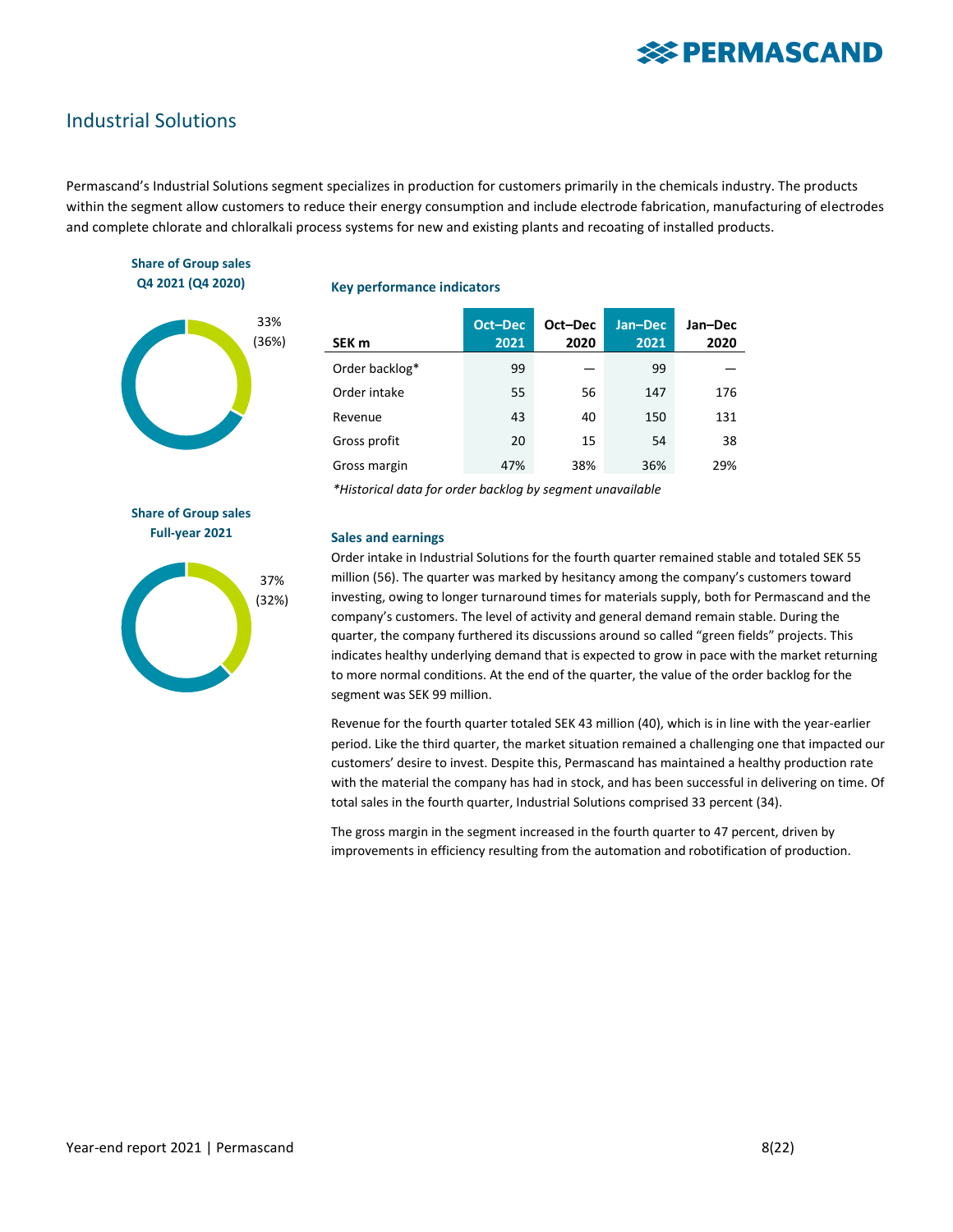## Industrial Solutions

Permascand's Industrial Solutions segment specializes in production for customers primarily in the chemicals industry. The products within the segment allow customers to reduce their energy consumption and include electrode fabrication, manufacturing of electrodes and complete chlorate and chloralkali process systems for new and existing plants and recoating of installed products.

**Share of Group sales Q4 2021 (Q4 2020)**

33% (36%)

**Share of Group sales Full-year 2021**

37% (32%)

**Key performance indicators**

| SEK m | Oct–Dec 2021 | Oct–Dec 2020 | Jan–Dec 2021 | Jan–Dec 2020 |
|---|---|---|---|---|
| Order backlog* | 99 | — | 99 | — |
| Order intake | 55 | 56 | 147 | 176 |
| Revenue | 43 | 40 | 150 | 131 |
| Gross profit | 20 | 15 | 54 | 38 |
| Gross margin | 47% | 38% | 36% | 29% |

*\*Historical data for order backlog by segment unavailable*

**Sales and earnings**

Order intake in Industrial Solutions for the fourth quarter remained stable and totaled SEK 55 million (56). The quarter was marked by hesitancy among the company's customers toward investing, owing to longer turnaround times for materials supply, both for Permascand and the company's customers. The level of activity and general demand remain stable. During the quarter, the company furthered its discussions around so called "green fields" projects. This indicates healthy underlying demand that is expected to grow in pace with the market returning to more normal conditions. At the end of the quarter, the value of the order backlog for the segment was SEK 99 million.

Revenue for the fourth quarter totaled SEK 43 million (40), which is in line with the year-earlier period. Like the third quarter, the market situation remained a challenging one that impacted our customers' desire to invest. Despite this, Permascand has maintained a healthy production rate with the material the company has had in stock, and has been successful in delivering on time. Of total sales in the fourth quarter, Industrial Solutions comprised 33 percent (34).

The gross margin in the segment increased in the fourth quarter to 47 percent, driven by improvements in efficiency resulting from the automation and robotification of production.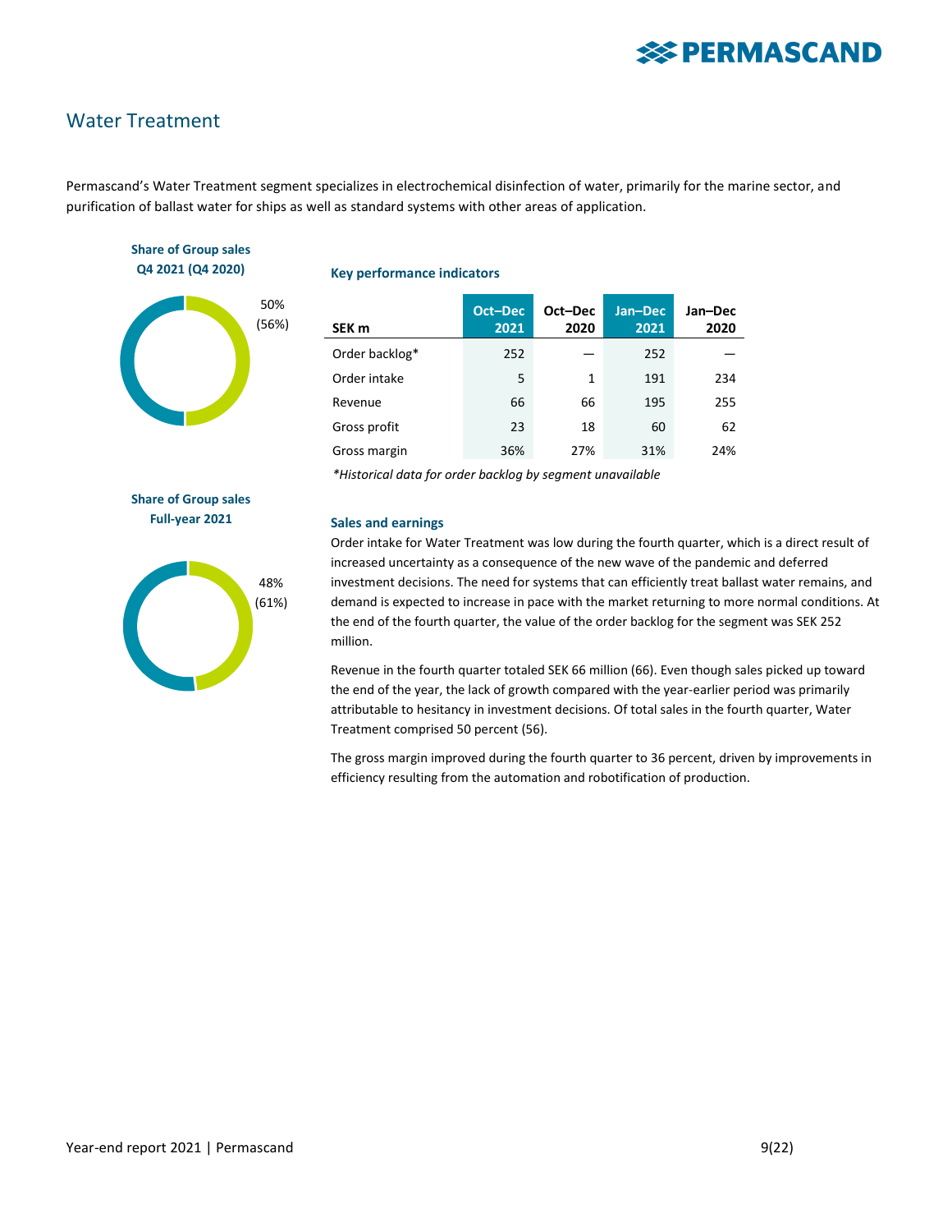## Water Treatment

Permascand's Water Treatment segment specializes in electrochemical disinfection of water, primarily for the marine sector, and purification of ballast water for ships as well as standard systems with other areas of application.

**Share of Group sales Q4 2021 (Q4 2020)**

50% (56%)

**Share of Group sales Full-year 2021**

48% (61%)

### Key performance indicators

| SEK m | Oct–Dec 2021 | Oct–Dec 2020 | Jan–Dec 2021 | Jan–Dec 2020 |
|---|---|---|---|---|
| Order backlog* | 252 | — | 252 | — |
| Order intake | 5 | 1 | 191 | 234 |
| Revenue | 66 | 66 | 195 | 255 |
| Gross profit | 23 | 18 | 60 | 62 |
| Gross margin | 36% | 27% | 31% | 24% |

*\*Historical data for order backlog by segment unavailable*

### Sales and earnings

Order intake for Water Treatment was low during the fourth quarter, which is a direct result of increased uncertainty as a consequence of the new wave of the pandemic and deferred investment decisions. The need for systems that can efficiently treat ballast water remains, and demand is expected to increase in pace with the market returning to more normal conditions. At the end of the fourth quarter, the value of the order backlog for the segment was SEK 252 million.

Revenue in the fourth quarter totaled SEK 66 million (66). Even though sales picked up toward the end of the year, the lack of growth compared with the year-earlier period was primarily attributable to hesitancy in investment decisions. Of total sales in the fourth quarter, Water Treatment comprised 50 percent (56).

The gross margin improved during the fourth quarter to 36 percent, driven by improvements in efficiency resulting from the automation and robotification of production.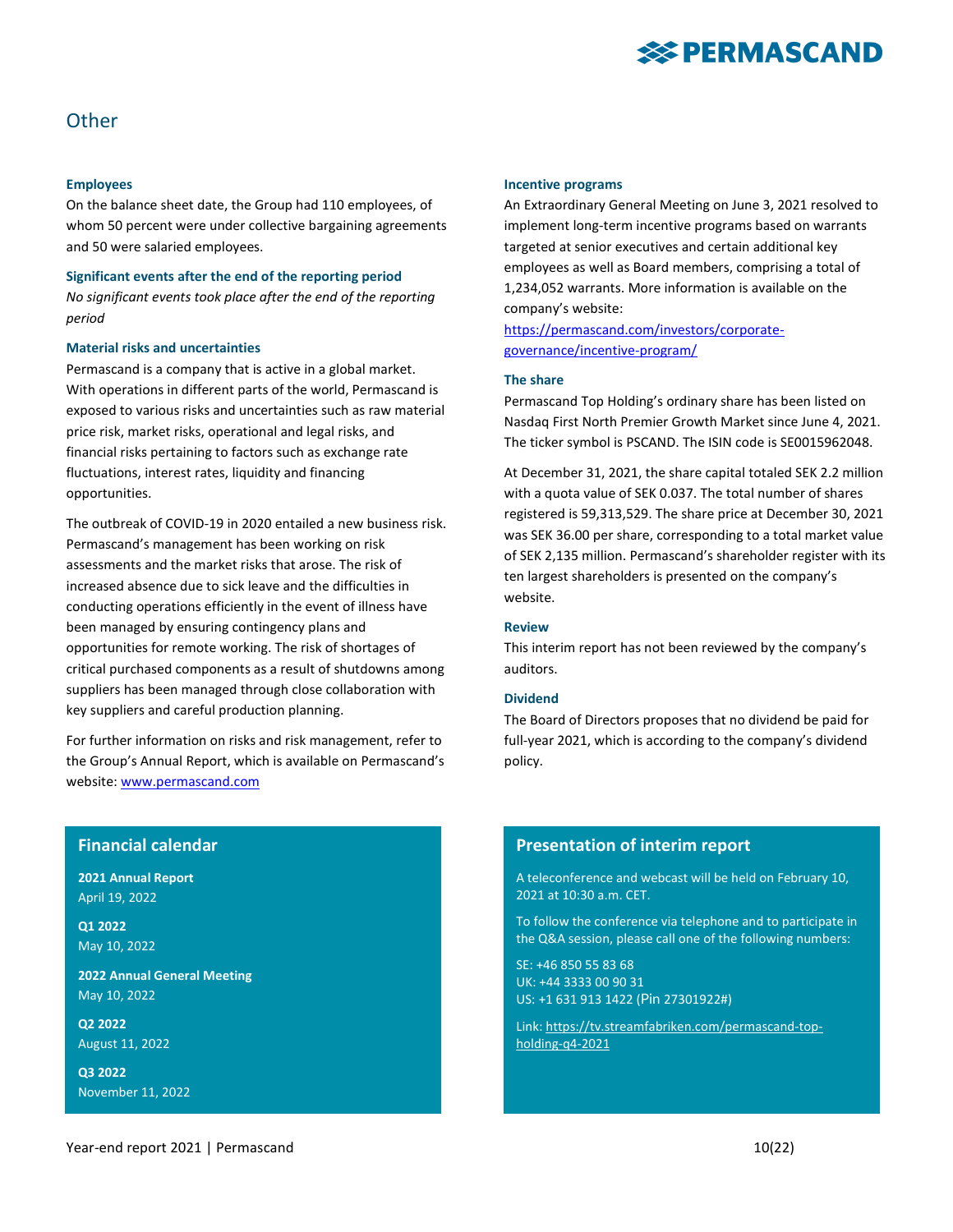# Other

### Employees

On the balance sheet date, the Group had 110 employees, of whom 50 percent were under collective bargaining agreements and 50 were salaried employees.

### Significant events after the end of the reporting period

*No significant events took place after the end of the reporting period*

### Material risks and uncertainties

Permascand is a company that is active in a global market. With operations in different parts of the world, Permascand is exposed to various risks and uncertainties such as raw material price risk, market risks, operational and legal risks, and financial risks pertaining to factors such as exchange rate fluctuations, interest rates, liquidity and financing opportunities.

The outbreak of COVID-19 in 2020 entailed a new business risk. Permascand's management has been working on risk assessments and the market risks that arose. The risk of increased absence due to sick leave and the difficulties in conducting operations efficiently in the event of illness have been managed by ensuring contingency plans and opportunities for remote working. The risk of shortages of critical purchased components as a result of shutdowns among suppliers has been managed through close collaboration with key suppliers and careful production planning.

For further information on risks and risk management, refer to the Group's Annual Report, which is available on Permascand's website: [www.permascand.com](www.permascand.com)

### Incentive programs

An Extraordinary General Meeting on June 3, 2021 resolved to implement long-term incentive programs based on warrants targeted at senior executives and certain additional key employees as well as Board members, comprising a total of 1,234,052 warrants. More information is available on the company's website:
[https://permascand.com/investors/corporate-governance/incentive-program/](https://permascand.com/investors/corporate-governance/incentive-program/)

### The share

Permascand Top Holding's ordinary share has been listed on Nasdaq First North Premier Growth Market since June 4, 2021. The ticker symbol is PSCAND. The ISIN code is SE0015962048.

At December 31, 2021, the share capital totaled SEK 2.2 million with a quota value of SEK 0.037. The total number of shares registered is 59,313,529. The share price at December 30, 2021 was SEK 36.00 per share, corresponding to a total market value of SEK 2,135 million. Permascand's shareholder register with its ten largest shareholders is presented on the company's website.

### Review

This interim report has not been reviewed by the company's auditors.

### Dividend

The Board of Directors proposes that no dividend be paid for full-year 2021, which is according to the company's dividend policy.

## Financial calendar

**2021 Annual Report**
April 19, 2022

**Q1 2022**
May 10, 2022

**2022 Annual General Meeting**
May 10, 2022

**Q2 2022**
August 11, 2022

**Q3 2022**
November 11, 2022

## Presentation of interim report

A teleconference and webcast will be held on February 10, 2021 at 10:30 a.m. CET.

To follow the conference via telephone and to participate in the Q&A session, please call one of the following numbers:

SE: +46 850 55 83 68
UK: +44 3333 00 90 31
US: +1 631 913 1422 (Pin 27301922#)

Link: [https://tv.streamfabriken.com/permascand-top-holding-q4-2021](https://tv.streamfabriken.com/permascand-top-holding-q4-2021)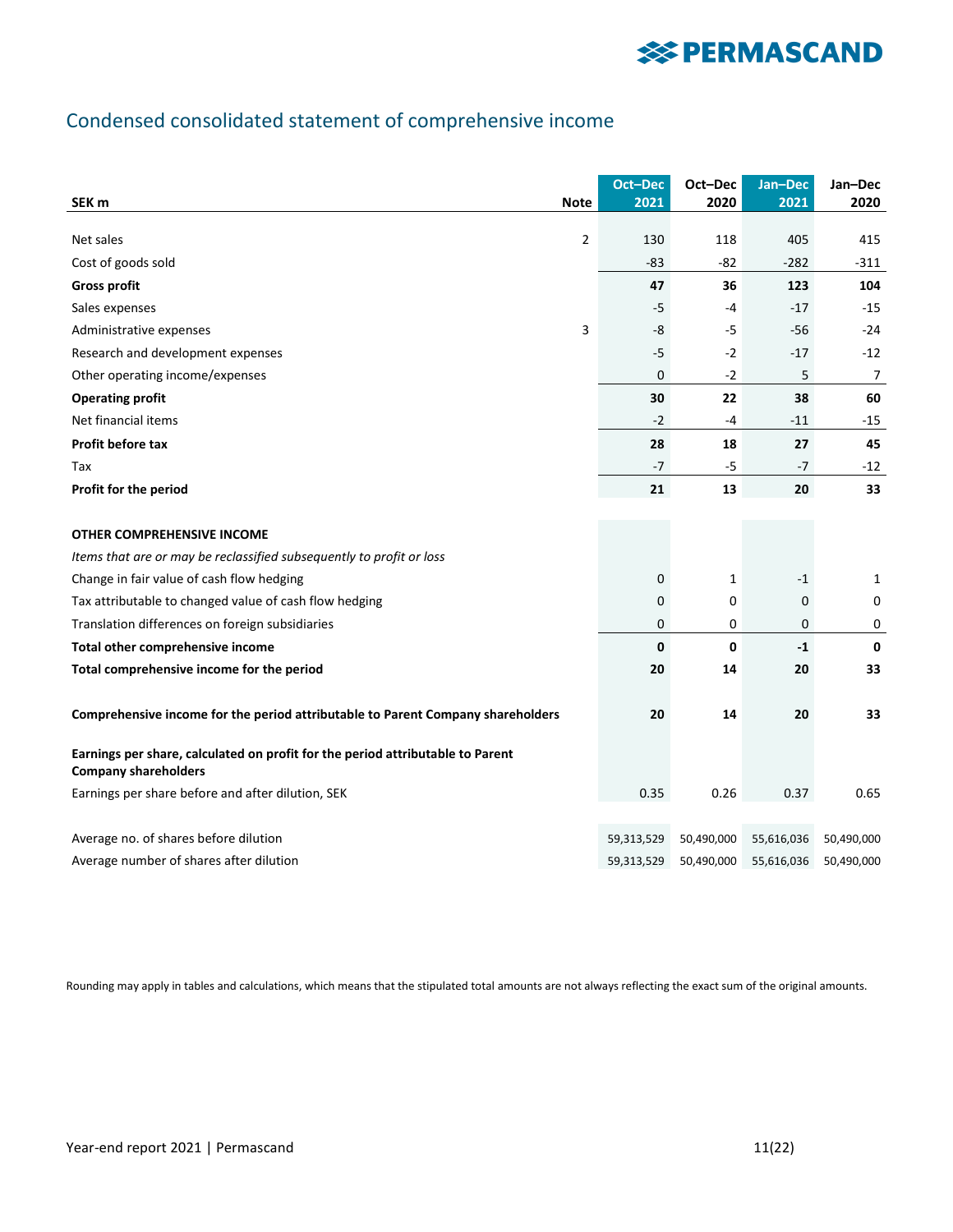## Condensed consolidated statement of comprehensive income

| SEK m | Note | Oct–Dec 2021 | Oct–Dec 2020 | Jan–Dec 2021 | Jan–Dec 2020 |
|---|---|---|---|---|---|
| Net sales | 2 | 130 | 118 | 405 | 415 |
| Cost of goods sold | | -83 | -82 | -282 | -311 |
| **Gross profit** | | **47** | **36** | **123** | **104** |
| Sales expenses | | -5 | -4 | -17 | -15 |
| Administrative expenses | 3 | -8 | -5 | -56 | -24 |
| Research and development expenses | | -5 | -2 | -17 | -12 |
| Other operating income/expenses | | 0 | -2 | 5 | 7 |
| **Operating profit** | | **30** | **22** | **38** | **60** |
| Net financial items | | -2 | -4 | -11 | -15 |
| **Profit before tax** | | **28** | **18** | **27** | **45** |
| Tax | | -7 | -5 | -7 | -12 |
| **Profit for the period** | | **21** | **13** | **20** | **33** |
| | | | | | |
| **OTHER COMPREHENSIVE INCOME** | | | | | |
| *Items that are or may be reclassified subsequently to profit or loss* | | | | | |
| Change in fair value of cash flow hedging | | 0 | 1 | -1 | 1 |
| Tax attributable to changed value of cash flow hedging | | 0 | 0 | 0 | 0 |
| Translation differences on foreign subsidiaries | | 0 | 0 | 0 | 0 |
| **Total other comprehensive income** | | **0** | **0** | **-1** | **0** |
| **Total comprehensive income for the period** | | **20** | **14** | **20** | **33** |
| | | | | | |
| **Comprehensive income for the period attributable to Parent Company shareholders** | | **20** | **14** | **20** | **33** |
| | | | | | |
| **Earnings per share, calculated on profit for the period attributable to Parent Company shareholders** | | | | | |
| Earnings per share before and after dilution, SEK | | 0.35 | 0.26 | 0.37 | 0.65 |
| | | | | | |
| Average no. of shares before dilution | | 59,313,529 | 50,490,000 | 55,616,036 | 50,490,000 |
| Average number of shares after dilution | | 59,313,529 | 50,490,000 | 55,616,036 | 50,490,000 |

Rounding may apply in tables and calculations, which means that the stipulated total amounts are not always reflecting the exact sum of the original amounts.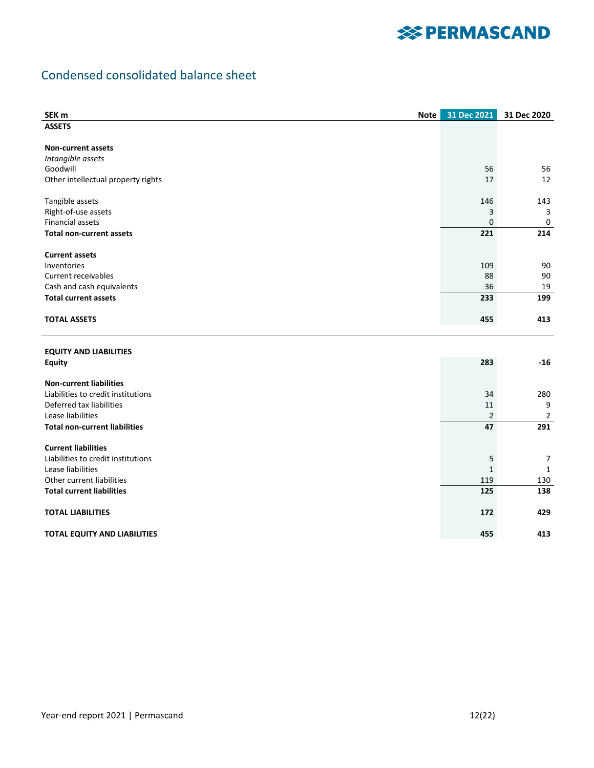## Condensed consolidated balance sheet

| SEK m | Note | 31 Dec 2021 | 31 Dec 2020 |
|---|---|---|---|
| **ASSETS** | | | |
| | | | |
| **Non-current assets** | | | |
| *Intangible assets* | | | |
| Goodwill | | 56 | 56 |
| Other intellectual property rights | | 17 | 12 |
| | | | |
| Tangible assets | | 146 | 143 |
| Right-of-use assets | | 3 | 3 |
| Financial assets | | 0 | 0 |
| **Total non-current assets** | | **221** | **214** |
| | | | |
| **Current assets** | | | |
| Inventories | | 109 | 90 |
| Current receivables | | 88 | 90 |
| Cash and cash equivalents | | 36 | 19 |
| **Total current assets** | | **233** | **199** |
| | | | |
| **TOTAL ASSETS** | | **455** | **413** |
| | | | |
| **EQUITY AND LIABILITIES** | | | |
| **Equity** | | **283** | **-16** |
| | | | |
| **Non-current liabilities** | | | |
| Liabilities to credit institutions | | 34 | 280 |
| Deferred tax liabilities | | 11 | 9 |
| Lease liabilities | | 2 | 2 |
| **Total non-current liabilities** | | **47** | **291** |
| | | | |
| **Current liabilities** | | | |
| Liabilities to credit institutions | | 5 | 7 |
| Lease liabilities | | 1 | 1 |
| Other current liabilities | | 119 | 130 |
| **Total current liabilities** | | **125** | **138** |
| | | | |
| **TOTAL LIABILITIES** | | **172** | **429** |
| | | | |
| **TOTAL EQUITY AND LIABILITIES** | | **455** | **413** |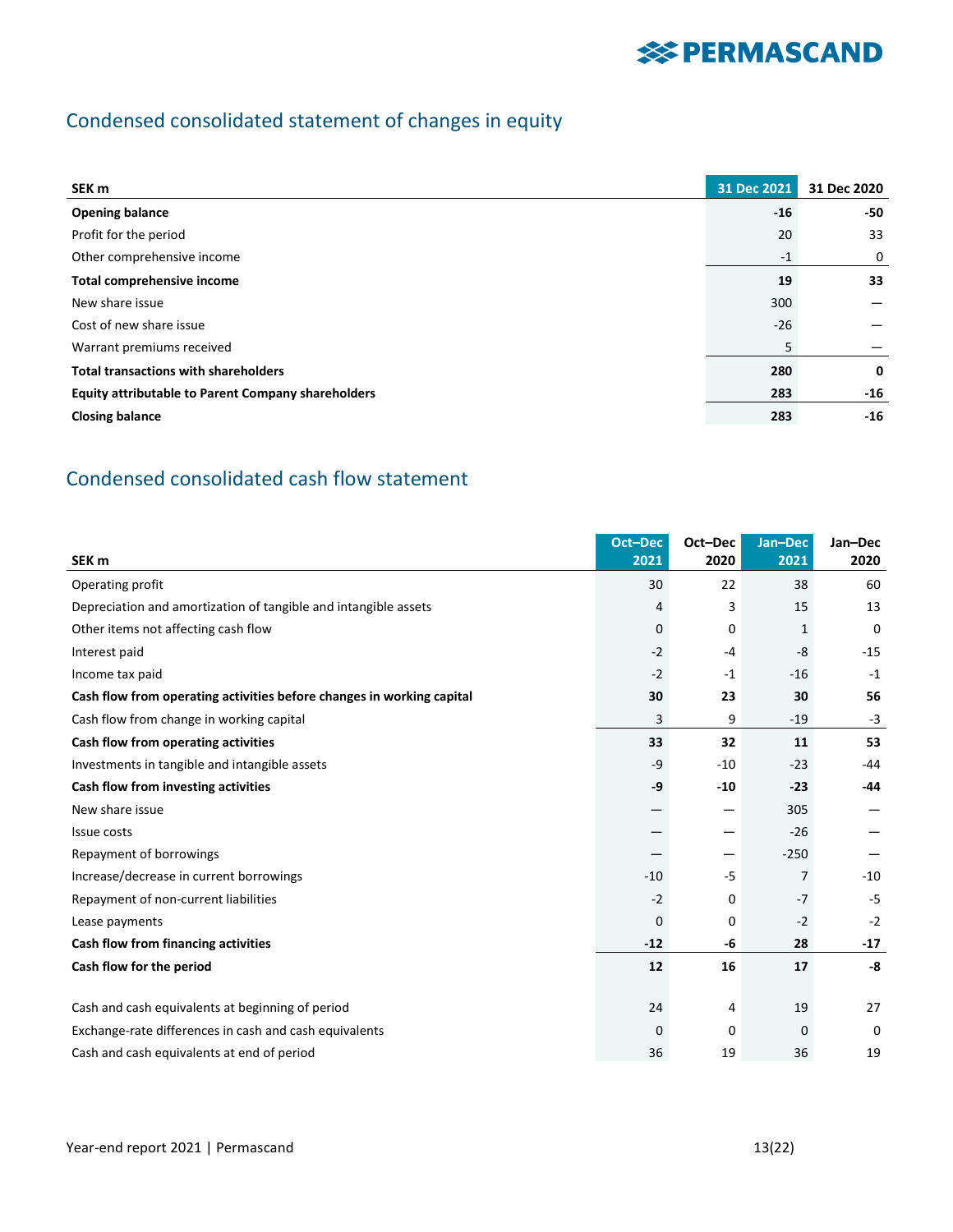## Condensed consolidated statement of changes in equity

| SEK m | 31 Dec 2021 | 31 Dec 2020 |
|---|---|---|
| **Opening balance** | **-16** | **-50** |
| Profit for the period | 20 | 33 |
| Other comprehensive income | -1 | 0 |
| **Total comprehensive income** | **19** | **33** |
| New share issue | 300 | — |
| Cost of new share issue | -26 | — |
| Warrant premiums received | 5 | — |
| **Total transactions with shareholders** | **280** | **0** |
| **Equity attributable to Parent Company shareholders** | **283** | **-16** |
| **Closing balance** | **283** | **-16** |

## Condensed consolidated cash flow statement

| SEK m | Oct–Dec 2021 | Oct–Dec 2020 | Jan–Dec 2021 | Jan–Dec 2020 |
|---|---|---|---|---|
| Operating profit | 30 | 22 | 38 | 60 |
| Depreciation and amortization of tangible and intangible assets | 4 | 3 | 15 | 13 |
| Other items not affecting cash flow | 0 | 0 | 1 | 0 |
| Interest paid | -2 | -4 | -8 | -15 |
| Income tax paid | -2 | -1 | -16 | -1 |
| **Cash flow from operating activities before changes in working capital** | **30** | **23** | **30** | **56** |
| Cash flow from change in working capital | 3 | 9 | -19 | -3 |
| **Cash flow from operating activities** | **33** | **32** | **11** | **53** |
| Investments in tangible and intangible assets | -9 | -10 | -23 | -44 |
| **Cash flow from investing activities** | **-9** | **-10** | **-23** | **-44** |
| New share issue | — | — | 305 | — |
| Issue costs | — | — | -26 | — |
| Repayment of borrowings | — | — | -250 | — |
| Increase/decrease in current borrowings | -10 | -5 | 7 | -10 |
| Repayment of non-current liabilities | -2 | 0 | -7 | -5 |
| Lease payments | 0 | 0 | -2 | -2 |
| **Cash flow from financing activities** | **-12** | **-6** | **28** | **-17** |
| **Cash flow for the period** | **12** | **16** | **17** | **-8** |
| | | | | |
| Cash and cash equivalents at beginning of period | 24 | 4 | 19 | 27 |
| Exchange-rate differences in cash and cash equivalents | 0 | 0 | 0 | 0 |
| Cash and cash equivalents at end of period | 36 | 19 | 36 | 19 |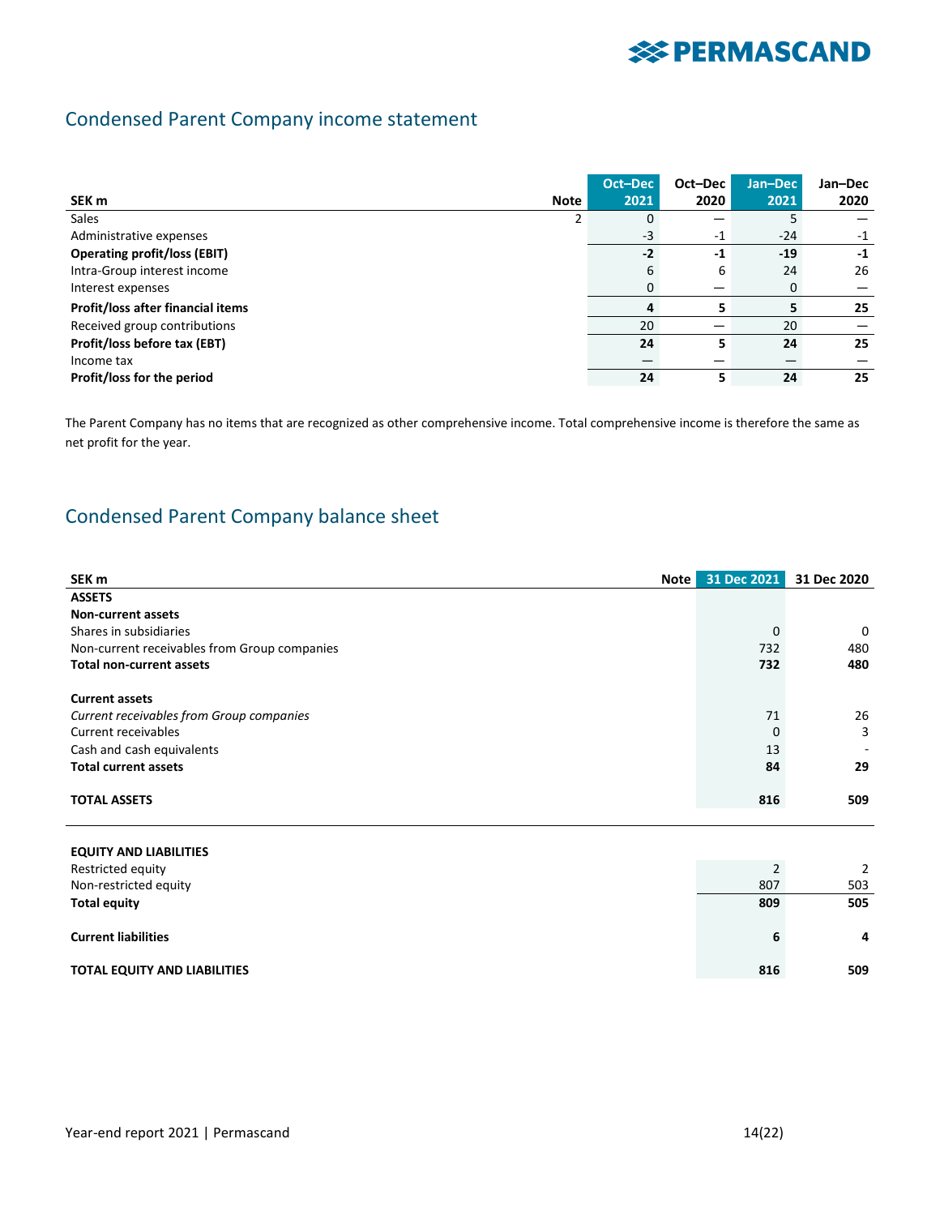## Condensed Parent Company income statement

| SEK m | Note | Oct–Dec 2021 | Oct–Dec 2020 | Jan–Dec 2021 | Jan–Dec 2020 |
|---|---|---|---|---|---|
| Sales | 2 | 0 | — | 5 | — |
| Administrative expenses | | -3 | -1 | -24 | -1 |
| **Operating profit/loss (EBIT)** | | **-2** | **-1** | **-19** | **-1** |
| Intra-Group interest income | | 6 | 6 | 24 | 26 |
| Interest expenses | | 0 | — | 0 | — |
| **Profit/loss after financial items** | | **4** | **5** | **5** | **25** |
| Received group contributions | | 20 | — | 20 | — |
| **Profit/loss before tax (EBT)** | | **24** | **5** | **24** | **25** |
| Income tax | | — | — | — | — |
| **Profit/loss for the period** | | **24** | **5** | **24** | **25** |

The Parent Company has no items that are recognized as other comprehensive income. Total comprehensive income is therefore the same as net profit for the year.

## Condensed Parent Company balance sheet

| SEK m | Note | 31 Dec 2021 | 31 Dec 2020 |
|---|---|---|---|
| **ASSETS** | | | |
| **Non-current assets** | | | |
| Shares in subsidiaries | | 0 | 0 |
| Non-current receivables from Group companies | | 732 | 480 |
| **Total non-current assets** | | **732** | **480** |
| | | | |
| **Current assets** | | | |
| *Current receivables from Group companies* | | 71 | 26 |
| Current receivables | | 0 | 3 |
| Cash and cash equivalents | | 13 | - |
| **Total current assets** | | **84** | **29** |
| | | | |
| **TOTAL ASSETS** | | **816** | **509** |
| | | | |
| **EQUITY AND LIABILITIES** | | | |
| Restricted equity | | 2 | 2 |
| Non-restricted equity | | 807 | 503 |
| **Total equity** | | **809** | **505** |
| | | | |
| **Current liabilities** | | **6** | **4** |
| | | | |
| **TOTAL EQUITY AND LIABILITIES** | | **816** | **509** |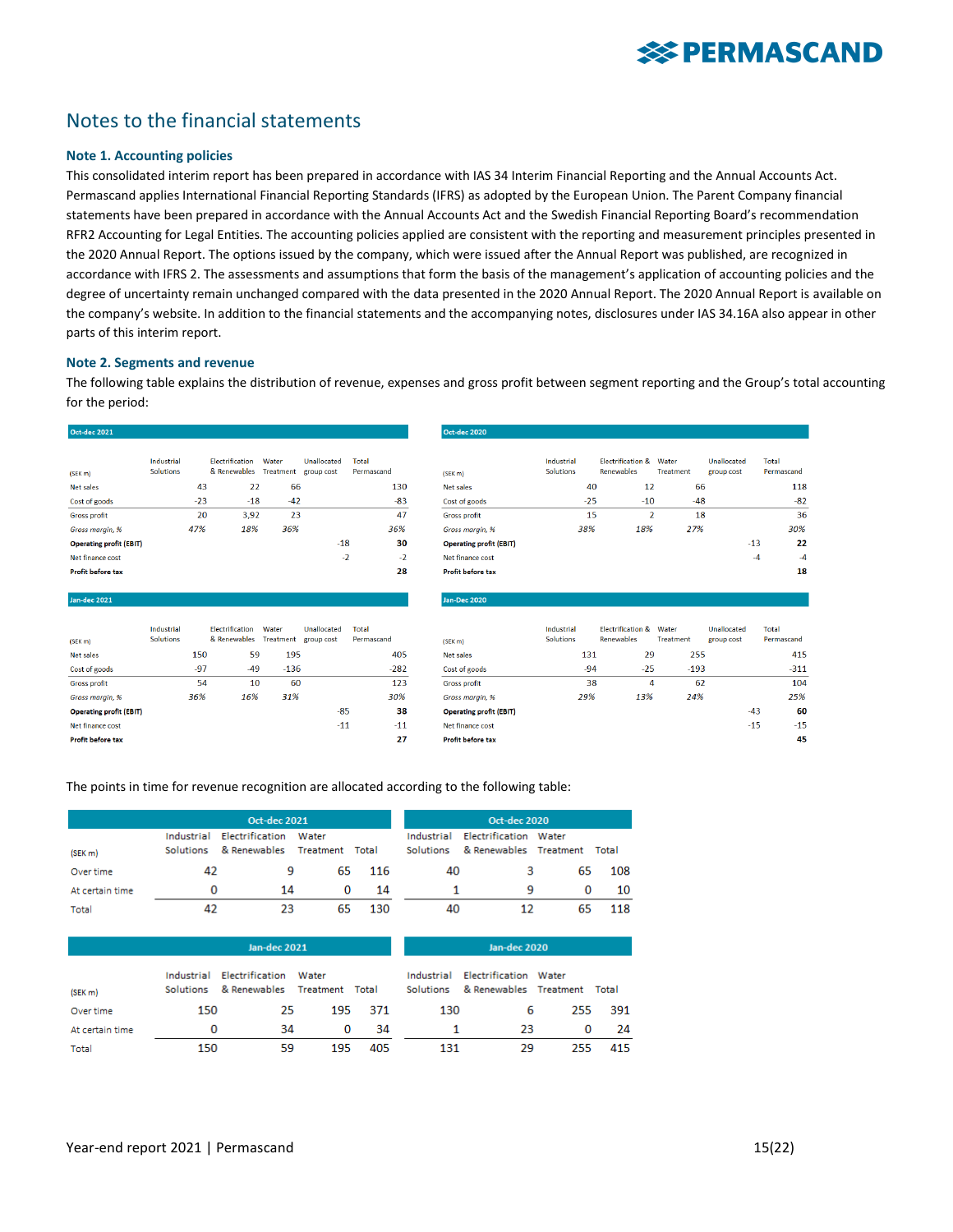## Notes to the financial statements

### Note 1. Accounting policies

This consolidated interim report has been prepared in accordance with IAS 34 Interim Financial Reporting and the Annual Accounts Act. Permascand applies International Financial Reporting Standards (IFRS) as adopted by the European Union. The Parent Company financial statements have been prepared in accordance with the Annual Accounts Act and the Swedish Financial Reporting Board's recommendation RFR2 Accounting for Legal Entities. The accounting policies applied are consistent with the reporting and measurement principles presented in the 2020 Annual Report. The options issued by the company, which were issued after the Annual Report was published, are recognized in accordance with IFRS 2. The assessments and assumptions that form the basis of the management's application of accounting policies and the degree of uncertainty remain unchanged compared with the data presented in the 2020 Annual Report. The 2020 Annual Report is available on the company's website. In addition to the financial statements and the accompanying notes, disclosures under IAS 34.16A also appear in other parts of this interim report.

### Note 2. Segments and revenue

The following table explains the distribution of revenue, expenses and gross profit between segment reporting and the Group's total accounting for the period:

**Oct-dec 2021**

| (SEK m) | Industrial Solutions | Electrification & Renewables | Water Treatment | Unallocated group cost | Total Permascand |
|---|---|---|---|---|---|
| Net sales | 43 | 22 | 66 | | 130 |
| Cost of goods | -23 | -18 | -42 | | -83 |
| Gross profit | 20 | 3,92 | 23 | | 47 |
| *Gross margin, %* | *47%* | *18%* | *36%* | | *36%* |
| **Operating profit (EBIT)** | | | | -18 | **30** |
| Net finance cost | | | | -2 | -2 |
| **Profit before tax** | | | | | **28** |

**Oct-dec 2020**

| (SEK m) | Industrial Solutions | Electrification & Renewables | Water Treatment | Unallocated group cost | Total Permascand |
|---|---|---|---|---|---|
| Net sales | 40 | 12 | 66 | | 118 |
| Cost of goods | -25 | -10 | -48 | | -82 |
| Gross profit | 15 | 2 | 18 | | 36 |
| *Gross margin, %* | *38%* | *18%* | *27%* | | *30%* |
| **Operating profit (EBIT)** | | | | -13 | **22** |
| Net finance cost | | | | -4 | -4 |
| **Profit before tax** | | | | | **18** |

**Jan-dec 2021**

| (SEK m) | Industrial Solutions | Electrification & Renewables | Water Treatment | Unallocated group cost | Total Permascand |
|---|---|---|---|---|---|
| Net sales | 150 | 59 | 195 | | 405 |
| Cost of goods | -97 | -49 | -136 | | -282 |
| Gross profit | 54 | 10 | 60 | | 123 |
| *Gross margin, %* | *36%* | *16%* | *31%* | | *30%* |
| **Operating profit (EBIT)** | | | | -85 | **38** |
| Net finance cost | | | | -11 | -11 |
| **Profit before tax** | | | | | **27** |

**Jan-Dec 2020**

| (SEK m) | Industrial Solutions | Electrification & Renewables | Water Treatment | Unallocated group cost | Total Permascand |
|---|---|---|---|---|---|
| Net sales | 131 | 29 | 255 | | 415 |
| Cost of goods | -94 | -25 | -193 | | -311 |
| Gross profit | 38 | 4 | 62 | | 104 |
| *Gross margin, %* | *29%* | *13%* | *24%* | | *25%* |
| **Operating profit (EBIT)** | | | | -43 | **60** |
| Net finance cost | | | | -15 | -15 |
| **Profit before tax** | | | | | **45** |

The points in time for revenue recognition are allocated according to the following table:

| | Oct-dec 2021 | | | | Oct-dec 2020 | | | |
|---|---|---|---|---|---|---|---|---|
| (SEK m) | Industrial Solutions | Electrification & Renewables | Water Treatment | Total | Industrial Solutions | Electrification & Renewables | Water Treatment | Total |
| Over time | 42 | 9 | 65 | 116 | 40 | 3 | 65 | 108 |
| At certain time | 0 | 14 | 0 | 14 | 1 | 9 | 0 | 10 |
| Total | 42 | 23 | 65 | 130 | 40 | 12 | 65 | 118 |

| | Jan-dec 2021 | | | | Jan-dec 2020 | | | |
|---|---|---|---|---|---|---|---|---|
| (SEK m) | Industrial Solutions | Electrification & Renewables | Water Treatment | Total | Industrial Solutions | Electrification & Renewables | Water Treatment | Total |
| Over time | 150 | 25 | 195 | 371 | 130 | 6 | 255 | 391 |
| At certain time | 0 | 34 | 0 | 34 | 1 | 23 | 0 | 24 |
| Total | 150 | 59 | 195 | 405 | 131 | 29 | 255 | 415 |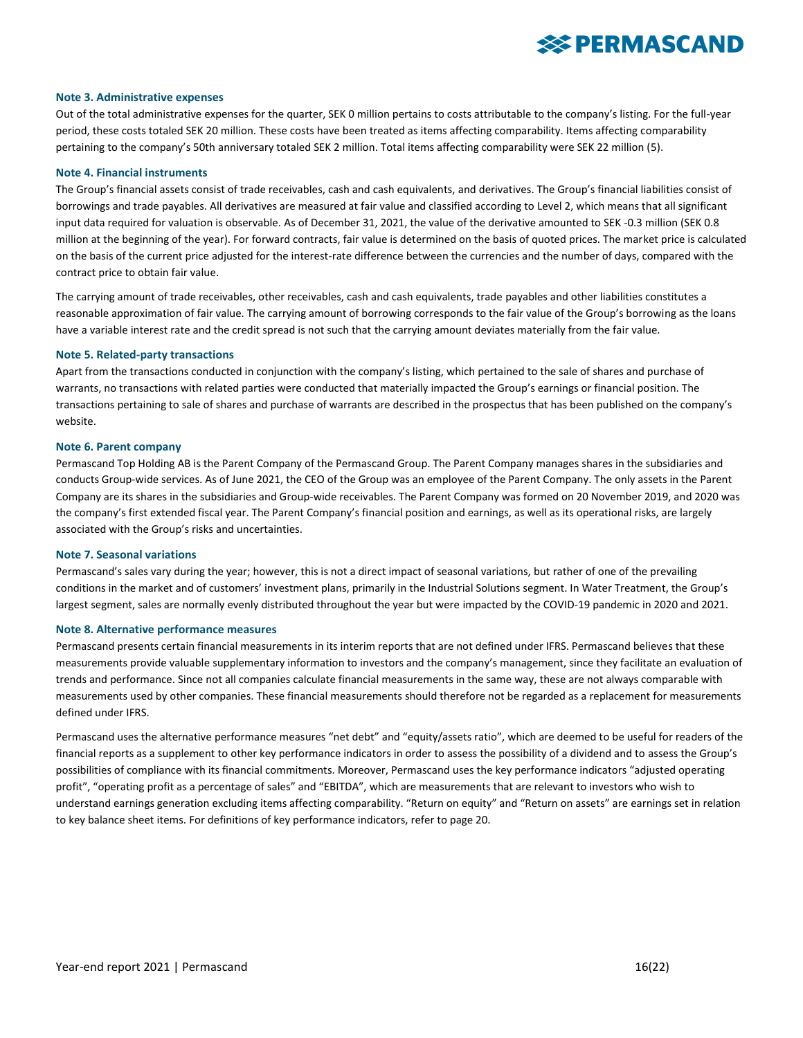### Note 3. Administrative expenses

Out of the total administrative expenses for the quarter, SEK 0 million pertains to costs attributable to the company's listing. For the full-year period, these costs totaled SEK 20 million. These costs have been treated as items affecting comparability. Items affecting comparability pertaining to the company's 50th anniversary totaled SEK 2 million. Total items affecting comparability were SEK 22 million (5).

### Note 4. Financial instruments

The Group's financial assets consist of trade receivables, cash and cash equivalents, and derivatives. The Group's financial liabilities consist of borrowings and trade payables. All derivatives are measured at fair value and classified according to Level 2, which means that all significant input data required for valuation is observable. As of December 31, 2021, the value of the derivative amounted to SEK -0.3 million (SEK 0.8 million at the beginning of the year). For forward contracts, fair value is determined on the basis of quoted prices. The market price is calculated on the basis of the current price adjusted for the interest-rate difference between the currencies and the number of days, compared with the contract price to obtain fair value.

The carrying amount of trade receivables, other receivables, cash and cash equivalents, trade payables and other liabilities constitutes a reasonable approximation of fair value. The carrying amount of borrowing corresponds to the fair value of the Group's borrowing as the loans have a variable interest rate and the credit spread is not such that the carrying amount deviates materially from the fair value.

### Note 5. Related-party transactions

Apart from the transactions conducted in conjunction with the company's listing, which pertained to the sale of shares and purchase of warrants, no transactions with related parties were conducted that materially impacted the Group's earnings or financial position. The transactions pertaining to sale of shares and purchase of warrants are described in the prospectus that has been published on the company's website.

### Note 6. Parent company

Permascand Top Holding AB is the Parent Company of the Permascand Group. The Parent Company manages shares in the subsidiaries and conducts Group-wide services. As of June 2021, the CEO of the Group was an employee of the Parent Company. The only assets in the Parent Company are its shares in the subsidiaries and Group-wide receivables. The Parent Company was formed on 20 November 2019, and 2020 was the company's first extended fiscal year. The Parent Company's financial position and earnings, as well as its operational risks, are largely associated with the Group's risks and uncertainties.

### Note 7. Seasonal variations

Permascand's sales vary during the year; however, this is not a direct impact of seasonal variations, but rather of one of the prevailing conditions in the market and of customers' investment plans, primarily in the Industrial Solutions segment. In Water Treatment, the Group's largest segment, sales are normally evenly distributed throughout the year but were impacted by the COVID-19 pandemic in 2020 and 2021.

### Note 8. Alternative performance measures

Permascand presents certain financial measurements in its interim reports that are not defined under IFRS. Permascand believes that these measurements provide valuable supplementary information to investors and the company's management, since they facilitate an evaluation of trends and performance. Since not all companies calculate financial measurements in the same way, these are not always comparable with measurements used by other companies. These financial measurements should therefore not be regarded as a replacement for measurements defined under IFRS.

Permascand uses the alternative performance measures "net debt" and "equity/assets ratio", which are deemed to be useful for readers of the financial reports as a supplement to other key performance indicators in order to assess the possibility of a dividend and to assess the Group's possibilities of compliance with its financial commitments. Moreover, Permascand uses the key performance indicators "adjusted operating profit", "operating profit as a percentage of sales" and "EBITDA", which are measurements that are relevant to investors who wish to understand earnings generation excluding items affecting comparability. "Return on equity" and "Return on assets" are earnings set in relation to key balance sheet items. For definitions of key performance indicators, refer to page 20.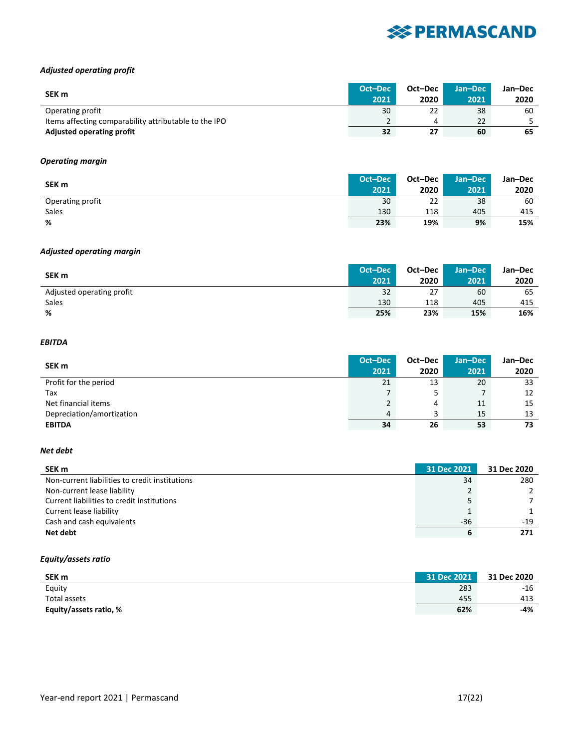*Adjusted operating profit*

| SEK m | Oct–Dec 2021 | Oct–Dec 2020 | Jan–Dec 2021 | Jan–Dec 2020 |
|---|---|---|---|---|
| Operating profit | 30 | 22 | 38 | 60 |
| Items affecting comparability attributable to the IPO | 2 | 4 | 22 | 5 |
| **Adjusted operating profit** | **32** | **27** | **60** | **65** |

*Operating margin*

| SEK m | Oct–Dec 2021 | Oct–Dec 2020 | Jan–Dec 2021 | Jan–Dec 2020 |
|---|---|---|---|---|
| Operating profit | 30 | 22 | 38 | 60 |
| Sales | 130 | 118 | 405 | 415 |
| **%** | **23%** | **19%** | **9%** | **15%** |

*Adjusted operating margin*

| SEK m | Oct–Dec 2021 | Oct–Dec 2020 | Jan–Dec 2021 | Jan–Dec 2020 |
|---|---|---|---|---|
| Adjusted operating profit | 32 | 27 | 60 | 65 |
| Sales | 130 | 118 | 405 | 415 |
| **%** | **25%** | **23%** | **15%** | **16%** |

*EBITDA*

| SEK m | Oct–Dec 2021 | Oct–Dec 2020 | Jan–Dec 2021 | Jan–Dec 2020 |
|---|---|---|---|---|
| Profit for the period | 21 | 13 | 20 | 33 |
| Tax | 7 | 5 | 7 | 12 |
| Net financial items | 2 | 4 | 11 | 15 |
| Depreciation/amortization | 4 | 3 | 15 | 13 |
| **EBITDA** | **34** | **26** | **53** | **73** |

*Net debt*

| SEK m | 31 Dec 2021 | 31 Dec 2020 |
|---|---|---|
| Non-current liabilities to credit institutions | 34 | 280 |
| Non-current lease liability | 2 | 2 |
| Current liabilities to credit institutions | 5 | 7 |
| Current lease liability | 1 | 1 |
| Cash and cash equivalents | -36 | -19 |
| **Net debt** | **6** | **271** |

*Equity/assets ratio*

| SEK m | 31 Dec 2021 | 31 Dec 2020 |
|---|---|---|
| Equity | 283 | -16 |
| Total assets | 455 | 413 |
| **Equity/assets ratio, %** | **62%** | **-4%** |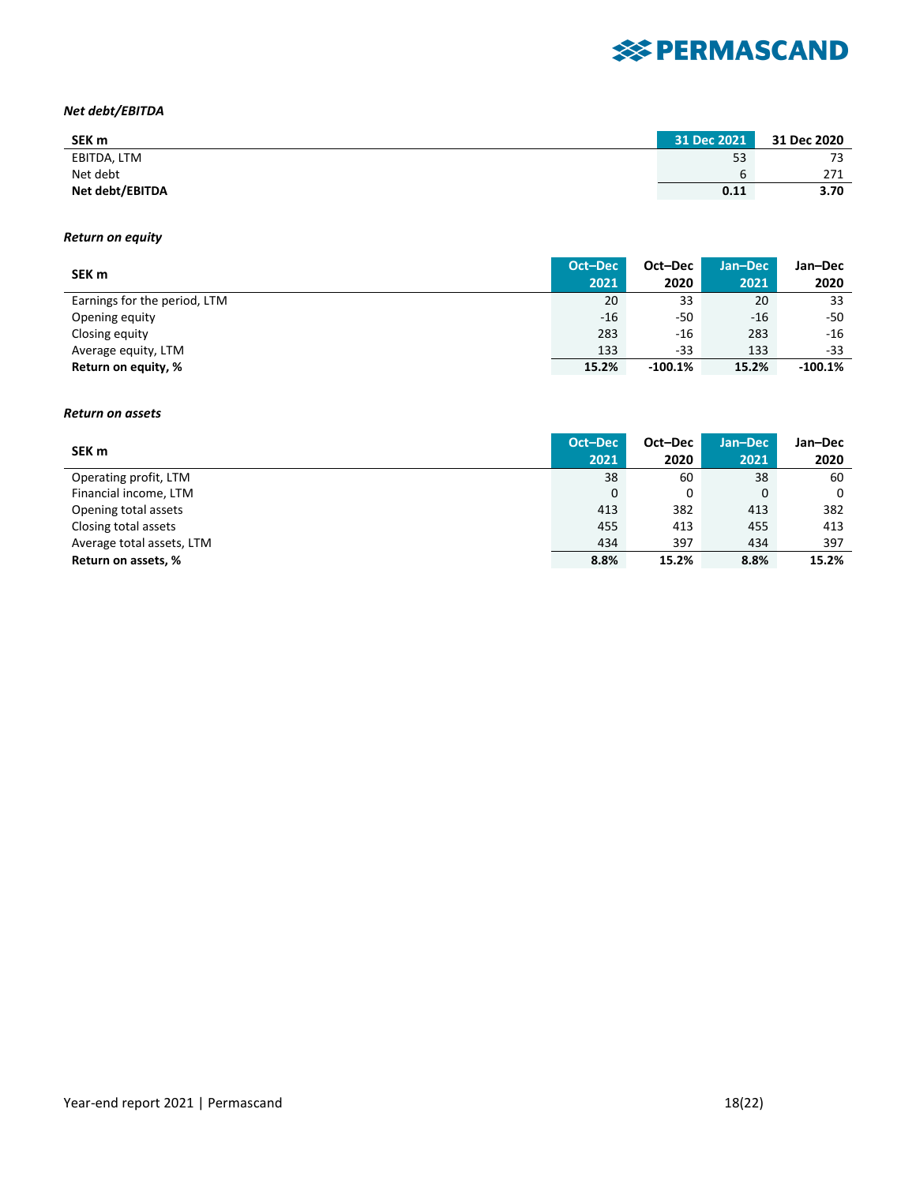*Net debt/EBITDA*

| SEK m | 31 Dec 2021 | 31 Dec 2020 |
|---|---|---|
| EBITDA, LTM | 53 | 73 |
| Net debt | 6 | 271 |
| **Net debt/EBITDA** | **0.11** | **3.70** |

*Return on equity*

| SEK m | Oct–Dec 2021 | Oct–Dec 2020 | Jan–Dec 2021 | Jan–Dec 2020 |
|---|---|---|---|---|
| Earnings for the period, LTM | 20 | 33 | 20 | 33 |
| Opening equity | -16 | -50 | -16 | -50 |
| Closing equity | 283 | -16 | 283 | -16 |
| Average equity, LTM | 133 | -33 | 133 | -33 |
| **Return on equity, %** | **15.2%** | **-100.1%** | **15.2%** | **-100.1%** |

*Return on assets*

| SEK m | Oct–Dec 2021 | Oct–Dec 2020 | Jan–Dec 2021 | Jan–Dec 2020 |
|---|---|---|---|---|
| Operating profit, LTM | 38 | 60 | 38 | 60 |
| Financial income, LTM | 0 | 0 | 0 | 0 |
| Opening total assets | 413 | 382 | 413 | 382 |
| Closing total assets | 455 | 413 | 455 | 413 |
| Average total assets, LTM | 434 | 397 | 434 | 397 |
| **Return on assets, %** | **8.8%** | **15.2%** | **8.8%** | **15.2%** |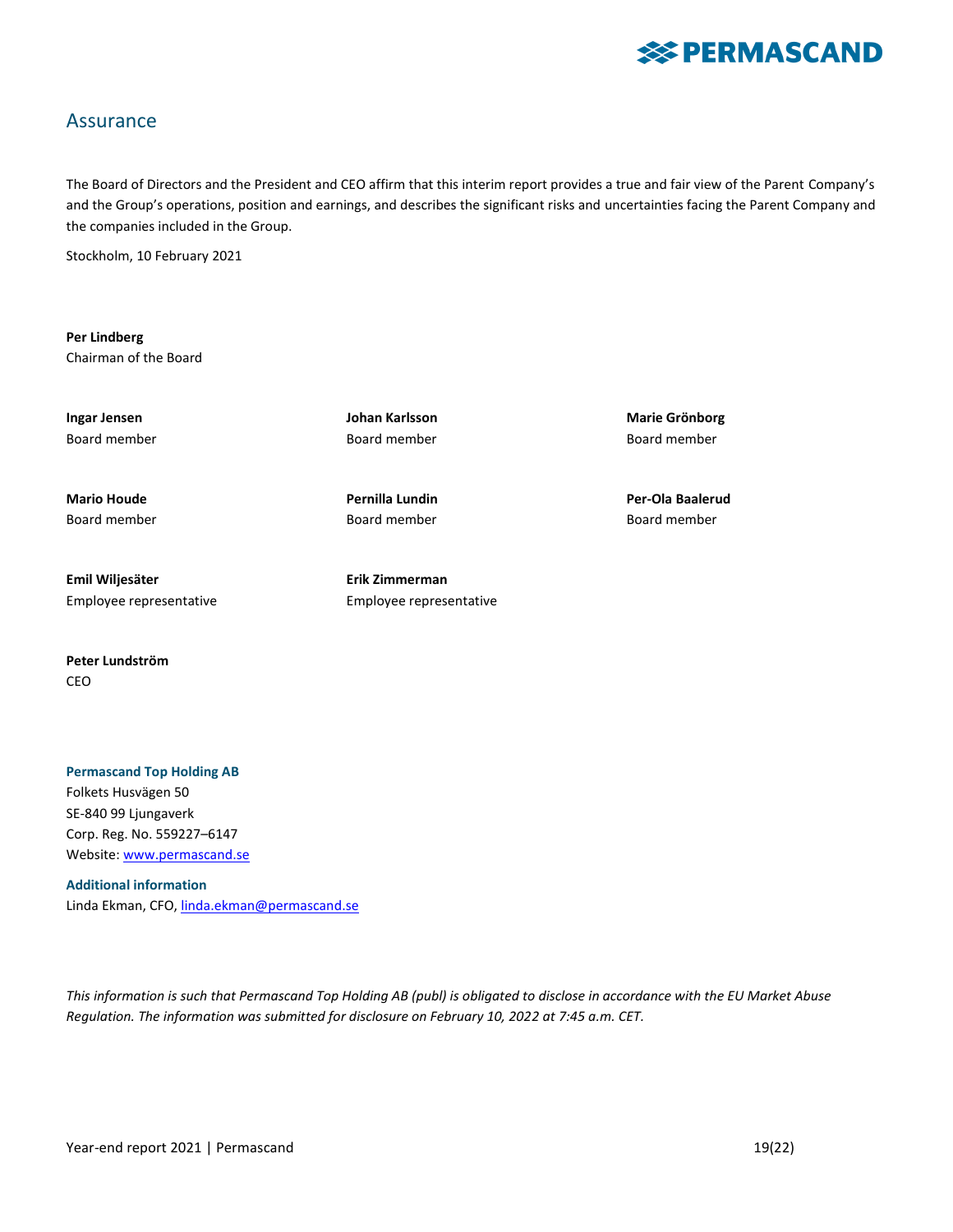## Assurance

The Board of Directors and the President and CEO affirm that this interim report provides a true and fair view of the Parent Company's and the Group's operations, position and earnings, and describes the significant risks and uncertainties facing the Parent Company and the companies included in the Group.

Stockholm, 10 February 2021

**Per Lindberg**
Chairman of the Board

**Ingar Jensen**
Board member

**Johan Karlsson**
Board member

**Marie Grönborg**
Board member

**Mario Houde**
Board member

**Pernilla Lundin**
Board member

**Per-Ola Baalerud**
Board member

**Emil Wiljesäter**
Employee representative

**Erik Zimmerman**
Employee representative

**Peter Lundström**
CEO

**Permascand Top Holding AB**
Folkets Husvägen 50
SE-840 99 Ljungaverk
Corp. Reg. No. 559227–6147
Website: www.permascand.se

**Additional information**
Linda Ekman, CFO, linda.ekman@permascand.se

*This information is such that Permascand Top Holding AB (publ) is obligated to disclose in accordance with the EU Market Abuse Regulation. The information was submitted for disclosure on February 10, 2022 at 7:45 a.m. CET.*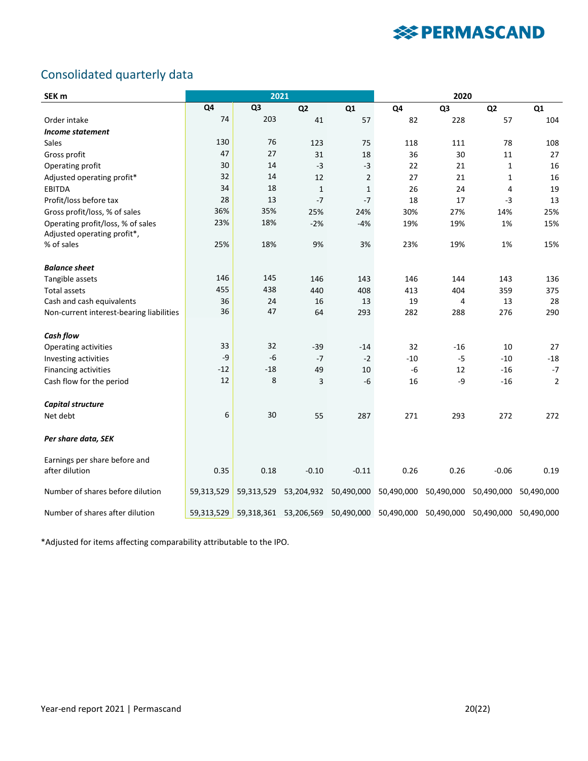## Consolidated quarterly data

| SEK m | 2021 | | | | 2020 | | | |
|---|---|---|---|---|---|---|---|---|
| | Q4 | Q3 | Q2 | Q1 | Q4 | Q3 | Q2 | Q1 |
| Order intake | 74 | 203 | 41 | 57 | 82 | 228 | 57 | 104 |
| ***Income statement*** | | | | | | | | |
| Sales | 130 | 76 | 123 | 75 | 118 | 111 | 78 | 108 |
| Gross profit | 47 | 27 | 31 | 18 | 36 | 30 | 11 | 27 |
| Operating profit | 30 | 14 | -3 | -3 | 22 | 21 | 1 | 16 |
| Adjusted operating profit* | 32 | 14 | 12 | 2 | 27 | 21 | 1 | 16 |
| EBITDA | 34 | 18 | 1 | 1 | 26 | 24 | 4 | 19 |
| Profit/loss before tax | 28 | 13 | -7 | -7 | 18 | 17 | -3 | 13 |
| Gross profit/loss, % of sales | 36% | 35% | 25% | 24% | 30% | 27% | 14% | 25% |
| Operating profit/loss, % of sales | 23% | 18% | -2% | -4% | 19% | 19% | 1% | 15% |
| Adjusted operating profit*, % of sales | 25% | 18% | 9% | 3% | 23% | 19% | 1% | 15% |
| ***Balance sheet*** | | | | | | | | |
| Tangible assets | 146 | 145 | 146 | 143 | 146 | 144 | 143 | 136 |
| Total assets | 455 | 438 | 440 | 408 | 413 | 404 | 359 | 375 |
| Cash and cash equivalents | 36 | 24 | 16 | 13 | 19 | 4 | 13 | 28 |
| Non-current interest-bearing liabilities | 36 | 47 | 64 | 293 | 282 | 288 | 276 | 290 |
| ***Cash flow*** | | | | | | | | |
| Operating activities | 33 | 32 | -39 | -14 | 32 | -16 | 10 | 27 |
| Investing activities | -9 | -6 | -7 | -2 | -10 | -5 | -10 | -18 |
| Financing activities | -12 | -18 | 49 | 10 | -6 | 12 | -16 | -7 |
| Cash flow for the period | 12 | 8 | 3 | -6 | 16 | -9 | -16 | 2 |
| ***Capital structure*** | | | | | | | | |
| Net debt | 6 | 30 | 55 | 287 | 271 | 293 | 272 | 272 |
| ***Per share data, SEK*** | | | | | | | | |
| Earnings per share before and after dilution | 0.35 | 0.18 | -0.10 | -0.11 | 0.26 | 0.26 | -0.06 | 0.19 |
| Number of shares before dilution | 59,313,529 | 59,313,529 | 53,204,932 | 50,490,000 | 50,490,000 | 50,490,000 | 50,490,000 | 50,490,000 |
| Number of shares after dilution | 59,313,529 | 59,318,361 | 53,206,569 | 50,490,000 | 50,490,000 | 50,490,000 | 50,490,000 | 50,490,000 |

*Adjusted for items affecting comparability attributable to the IPO.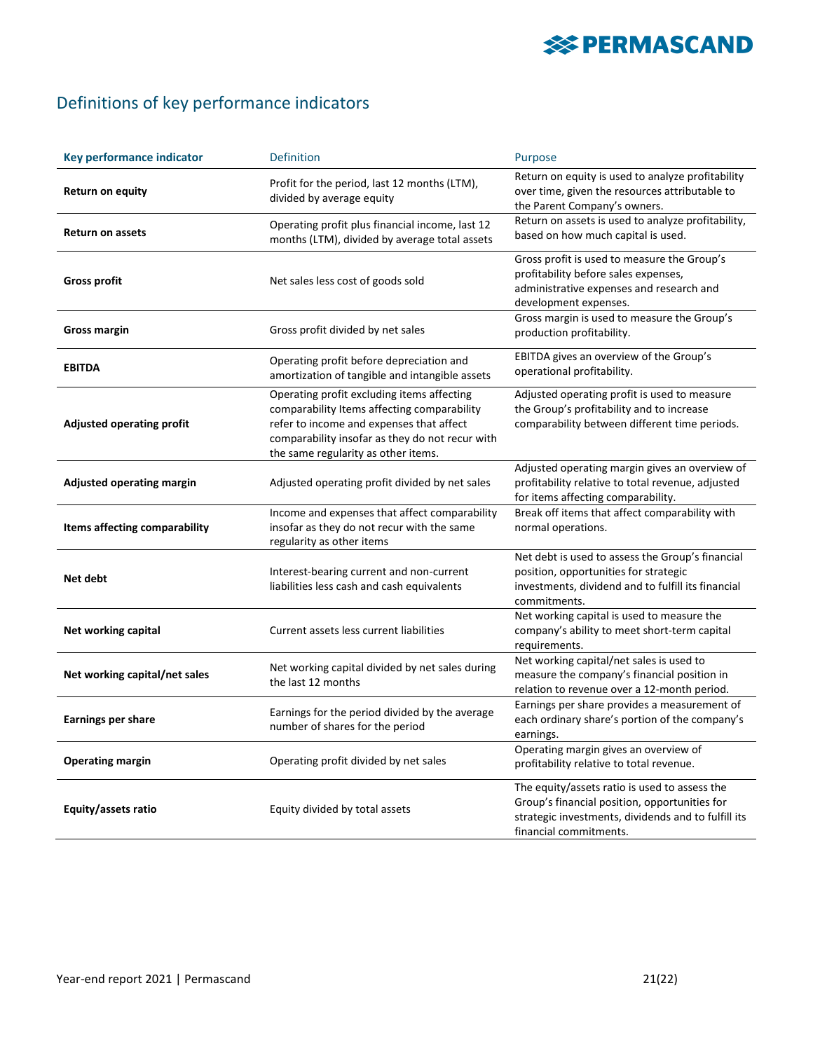## Definitions of key performance indicators

| Key performance indicator | Definition | Purpose |
|---|---|---|
| **Return on equity** | Profit for the period, last 12 months (LTM), divided by average equity | Return on equity is used to analyze profitability over time, given the resources attributable to the Parent Company's owners. |
| **Return on assets** | Operating profit plus financial income, last 12 months (LTM), divided by average total assets | Return on assets is used to analyze profitability, based on how much capital is used. |
| **Gross profit** | Net sales less cost of goods sold | Gross profit is used to measure the Group's profitability before sales expenses, administrative expenses and research and development expenses. |
| **Gross margin** | Gross profit divided by net sales | Gross margin is used to measure the Group's production profitability. |
| **EBITDA** | Operating profit before depreciation and amortization of tangible and intangible assets | EBITDA gives an overview of the Group's operational profitability. |
| **Adjusted operating profit** | Operating profit excluding items affecting comparability Items affecting comparability refer to income and expenses that affect comparability insofar as they do not recur with the same regularity as other items. | Adjusted operating profit is used to measure the Group's profitability and to increase comparability between different time periods. |
| **Adjusted operating margin** | Adjusted operating profit divided by net sales | Adjusted operating margin gives an overview of profitability relative to total revenue, adjusted for items affecting comparability. |
| **Items affecting comparability** | Income and expenses that affect comparability insofar as they do not recur with the same regularity as other items | Break off items that affect comparability with normal operations. |
| **Net debt** | Interest-bearing current and non-current liabilities less cash and cash equivalents | Net debt is used to assess the Group's financial position, opportunities for strategic investments, dividend and to fulfill its financial commitments. |
| **Net working capital** | Current assets less current liabilities | Net working capital is used to measure the company's ability to meet short-term capital requirements. |
| **Net working capital/net sales** | Net working capital divided by net sales during the last 12 months | Net working capital/net sales is used to measure the company's financial position in relation to revenue over a 12-month period. |
| **Earnings per share** | Earnings for the period divided by the average number of shares for the period | Earnings per share provides a measurement of each ordinary share's portion of the company's earnings. |
| **Operating margin** | Operating profit divided by net sales | Operating margin gives an overview of profitability relative to total revenue. |
| **Equity/assets ratio** | Equity divided by total assets | The equity/assets ratio is used to assess the Group's financial position, opportunities for strategic investments, dividends and to fulfill its financial commitments. |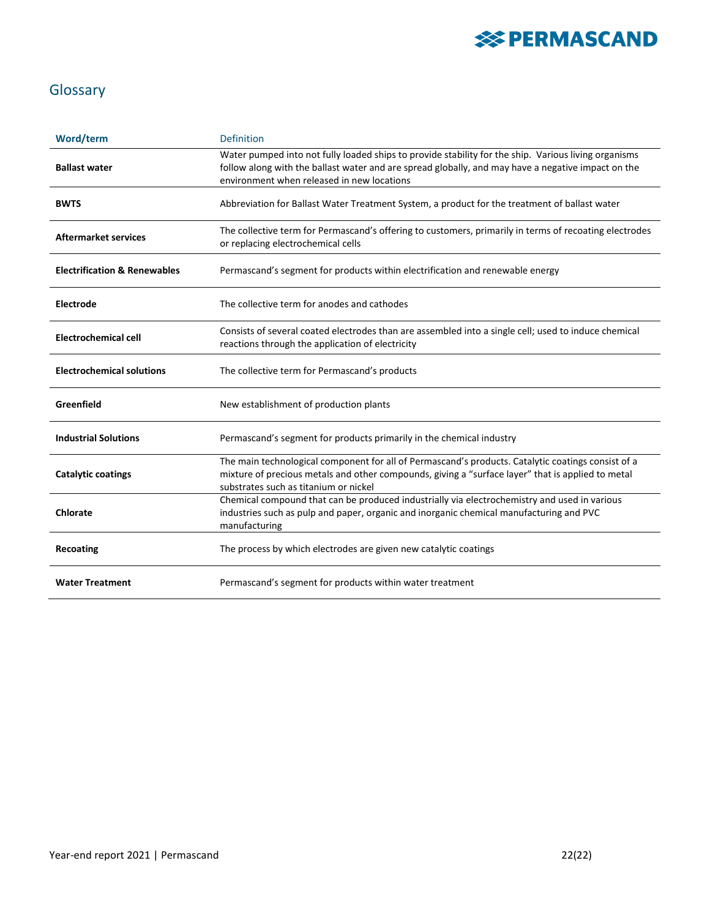## Glossary

| Word/term | Definition |
|---|---|
| **Ballast water** | Water pumped into not fully loaded ships to provide stability for the ship.  Various living organisms follow along with the ballast water and are spread globally, and may have a negative impact on the environment when released in new locations |
| **BWTS** | Abbreviation for Ballast Water Treatment System, a product for the treatment of ballast water |
| **Aftermarket services** | The collective term for Permascand's offering to customers, primarily in terms of recoating electrodes or replacing electrochemical cells |
| **Electrification & Renewables** | Permascand's segment for products within electrification and renewable energy |
| **Electrode** | The collective term for anodes and cathodes |
| **Electrochemical cell** | Consists of several coated electrodes than are assembled into a single cell; used to induce chemical reactions through the application of electricity |
| **Electrochemical solutions** | The collective term for Permascand's products |
| **Greenfield** | New establishment of production plants |
| **Industrial Solutions** | Permascand's segment for products primarily in the chemical industry |
| **Catalytic coatings** | The main technological component for all of Permascand's products. Catalytic coatings consist of a mixture of precious metals and other compounds, giving a "surface layer" that is applied to metal substrates such as titanium or nickel |
| **Chlorate** | Chemical compound that can be produced industrially via electrochemistry and used in various industries such as pulp and paper, organic and inorganic chemical manufacturing and PVC manufacturing |
| **Recoating** | The process by which electrodes are given new catalytic coatings |
| **Water Treatment** | Permascand's segment for products within water treatment |